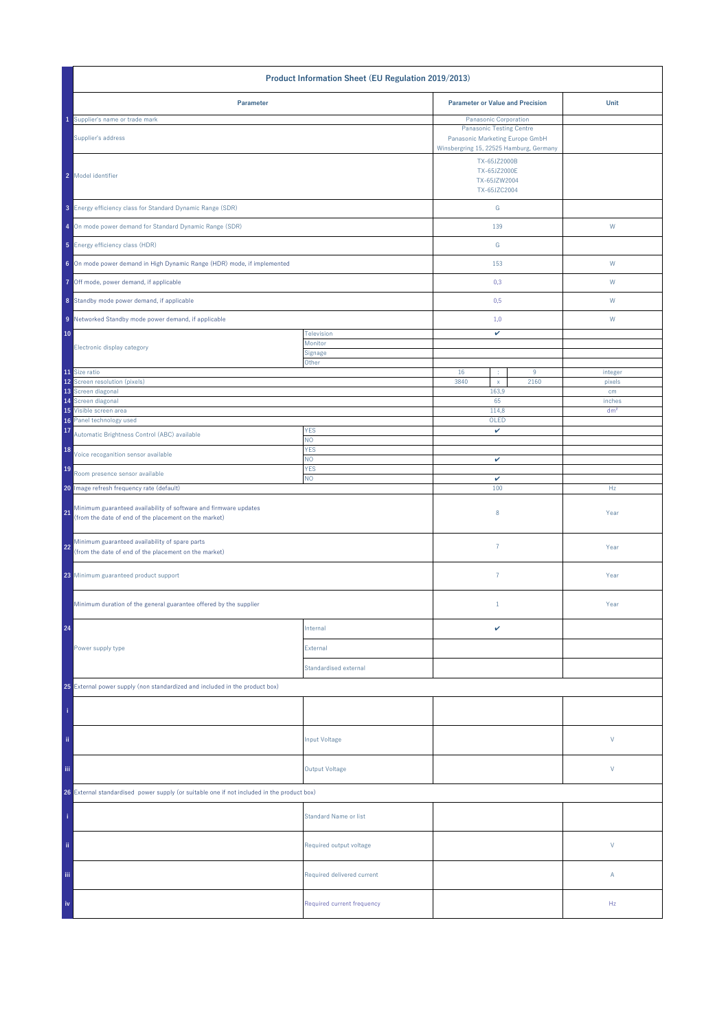| | Product Information Sheet (EU Regulation 2019/2013) | | | | | |
|---|---|---|---|---|---|---|
| | **Parameter** | | **Parameter or Value and Precision** | | | **Unit** |
| 1 | Supplier's name or trade mark | | Panasonic Corporation | | | |
| | Supplier's address | | Panasonic Testing Centre<br>Panasonic Marketing Europe GmbH<br>Winsbergring 15, 22525 Hamburg, Germany | | | |
| 2 | Model identifier | | TX-65JZ2000B<br>TX-65JZ2000E<br>TX-65JZW2004<br>TX-65JZC2004 | | | |
| 3 | Energy efficiency class for Standard Dynamic Range (SDR) | | G | | | |
| 4 | On mode power demand for Standard Dynamic Range (SDR) | | 139 | | | W |
| 5 | Energy efficiency class (HDR) | | G | | | |
| 6 | On mode power demand in High Dynamic Range (HDR) mode, if implemented | | 153 | | | W |
| 7 | Off mode, power demand, if applicable | | 0,3 | | | W |
| 8 | Standby mode power demand, if applicable | | 0,5 | | | W |
| 9 | Networked Standby mode power demand, if applicable | | 1,0 | | | W |
| 10 | Electronic display category | Television | ✔ | | | |
| | | Monitor | | | | |
| | | Signage | | | | |
| | | Other | | | | |
| 11 | Size ratio | | 16 | : | 9 | integer |
| 12 | Screen resolution (pixels) | | 3840 | x | 2160 | pixels |
| 13 | Screen diagonal | | 163,9 | | | cm |
| 14 | Screen diagonal | | 65 | | | inches |
| 15 | Visible screen area | | 114,8 | | | dm² |
| 16 | Panel technology used | | OLED | | | |
| 17 | Automatic Brightness Control (ABC) available | YES | ✔ | | | |
| | | NO | | | | |
| 18 | Voice recoganition sensor available | YES | | | | |
| | | NO | ✔ | | | |
| 19 | Room presence sensor available | YES | | | | |
| | | NO | ✔ | | | |
| 20 | Image refresh frequency rate (default) | | 100 | | | Hz |
| 21 | Minimum guaranteed availability of software and firmware updates (from the date of end of the placement on the market) | | 8 | | | Year |
| 22 | Minimum guaranteed availability of spare parts (from the date of end of the placement on the market) | | 7 | | | Year |
| 23 | Minimum guaranteed product support | | 7 | | | Year |
| | Minimum duration of the general guarantee offered by the supplier | | 1 | | | Year |
| 24 | Power supply type | Internal | ✔ | | | |
| | | External | | | | |
| | | Standardised external | | | | |
| 25 | External power supply (non standardized and included in the product box) | | | | | |
| i | | | | | | |
| ii | | Input Voltage | | | | V |
| iii | | Output Voltage | | | | V |
| 26 | External standardised power supply (or suitable one if not included in the product box) | | | | | |
| i | | Standard Name or list | | | | |
| ii | | Required output voltage | | | | V |
| iii | | Required delivered current | | | | A |
| iv | | Required current frequency | | | | Hz |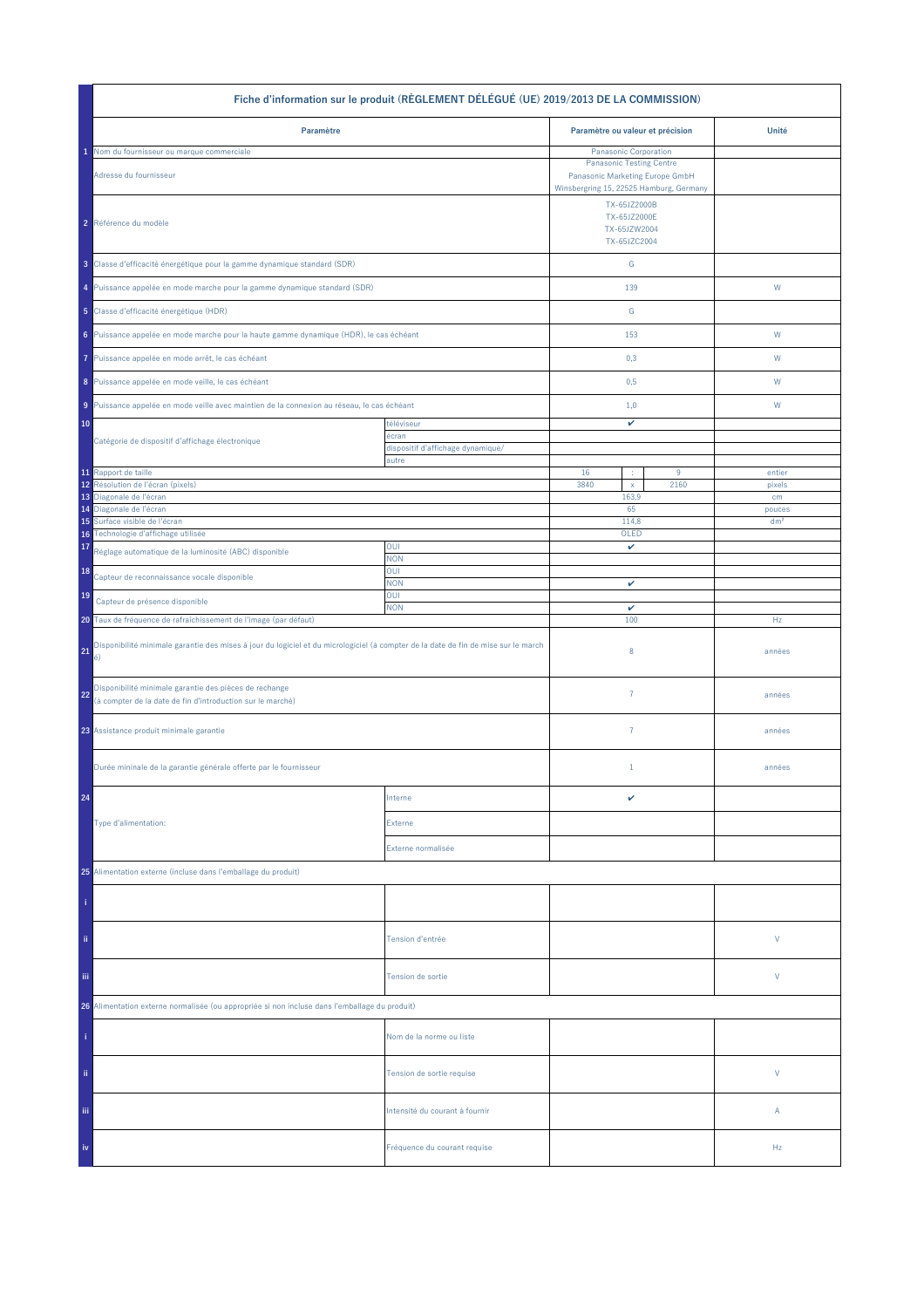## Fiche d'information sur le produit (RÈGLEMENT DÉLÉGUÉ (UE) 2019/2013 DE LA COMMISSION)

| | Paramètre | | Paramètre ou valeur et précision | | | Unité |
|---|---|---|---|---|---|---|
| 1 | Nom du fournisseur ou marque commerciale | | Panasonic Corporation | | | |
| | Adresse du fournisseur | | Panasonic Testing Centre<br>Panasonic Marketing Europe GmbH<br>Winsbergring 15, 22525 Hamburg, Germany | | | |
| 2 | Référence du modèle | | TX-65JZ2000B<br>TX-65JZ2000E<br>TX-65JZW2004<br>TX-65JZC2004 | | | |
| 3 | Classe d'efficacité énergétique pour la gamme dynamique standard (SDR) | | G | | | |
| 4 | Puissance appelée en mode marche pour la gamme dynamique standard (SDR) | | 139 | | | W |
| 5 | Classe d'efficacité énergétique (HDR) | | G | | | |
| 6 | Puissance appelée en mode marche pour la haute gamme dynamique (HDR), le cas échéant | | 153 | | | W |
| 7 | Puissance appelée en mode arrêt, le cas échéant | | 0,3 | | | W |
| 8 | Puissance appelée en mode veille, le cas échéant | | 0,5 | | | W |
| 9 | Puissance appelée en mode veille avec maintien de la connexion au réseau, le cas échéant | | 1,0 | | | W |
| 10 | Catégorie de dispositif d'affichage électronique | téléviseur | ✔ | | | |
| | | écran | | | | |
| | | dispositif d'affichage dynamique/ | | | | |
| | | autre | | | | |
| 11 | Rapport de taille | | 16 | : | 9 | entier |
| 12 | Résolution de l'écran (pixels) | | 3840 | x | 2160 | pixels |
| 13 | Diagonale de l'écran | | 163,9 | | | cm |
| 14 | Diagonale de l'écran | | 65 | | | pouces |
| 15 | Surface visible de l'écran | | 114,8 | | | dm² |
| 16 | Technologie d'affichage utilisée | | OLED | | | |
| 17 | Réglage automatique de la luminosité (ABC) disponible | OUI | ✔ | | | |
| | | NON | | | | |
| 18 | Capteur de reconnaissance vocale disponible | OUI | | | | |
| | | NON | ✔ | | | |
| 19 | Capteur de présence disponible | OUI | | | | |
| | | NON | ✔ | | | |
| 20 | Taux de fréquence de rafraîchissement de l'image (par défaut) | | 100 | | | Hz |
| 21 | Disponibilité minimale garantie des mises à jour du logiciel et du micrologiciel (à compter de la date de fin de mise sur le marché) | | 8 | | | années |
| 22 | Disponibilité minimale garantie des pièces de rechange<br>(à compter de la date de fin d'introduction sur le marché) | | 7 | | | années |
| 23 | Assistance produit minimale garantie | | 7 | | | années |
| | Durée mininale de la garantie générale offerte par le fournisseur | | 1 | | | années |
| 24 | Type d'alimentation: | Interne | ✔ | | | |
| | | Externe | | | | |
| | | Externe normalisée | | | | |
| 25 | Alimentation externe (incluse dans l'emballage du produit) | | | | | |
| i | | | | | | |
| ii | | Tension d'entrée | | | | V |
| iii | | Tension de sortie | | | | V |
| 26 | Alimentation externe normalisée (ou appropriée si non incluse dans l'emballage du produit) | | | | | |
| i | | Nom de la norme ou liste | | | | |
| ii | | Tension de sortie requise | | | | V |
| iii | | Intensité du courant à fournir | | | | A |
| iv | | Fréquence du courant requise | | | | Hz |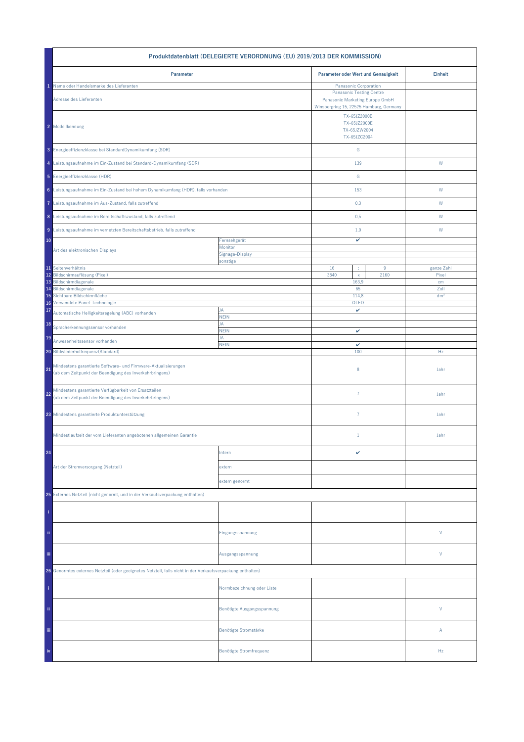| | Produktdatenblatt (DELEGIERTE VERORDNUNG (EU) 2019/2013 DER KOMMISSION) | | | | | |
|---|---|---|---|---|---|---|
| | **Parameter** | | **Parameter oder Wert und Genauigkeit** | | | **Einheit** |
| 1 | Name oder Handelsmarke des Lieferanten | | Panasonic Corporation | | | |
| | Adresse des Lieferanten | | Panasonic Testing Centre<br>Panasonic Marketing Europe GmbH<br>Winsbergring 15, 22525 Hamburg, Germany | | | |
| 2 | Modellkennung | | TX-65JZ2000B<br>TX-65JZ2000E<br>TX-65JZW2004<br>TX-65JZC2004 | | | |
| 3 | Energieeffizienzklasse bei StandardDynamikumfang (SDR) | | G | | | |
| 4 | Leistungsaufnahme im Ein-Zustand bei Standard-Dynamikumfang (SDR) | | 139 | | | W |
| 5 | Energieeffizienzklasse (HDR) | | G | | | |
| 6 | Leistungsaufnahme im Ein-Zustand bei hohem Dynamikumfang (HDR), falls vorhanden | | 153 | | | W |
| 7 | Leistungsaufnahme im Aus-Zustand, falls zutreffend | | 0,3 | | | W |
| 8 | Leistungsaufnahme im Bereitschaftszustand, falls zutreffend | | 0,5 | | | W |
| 9 | Leistungsaufnahme im vernetzten Bereitschaftsbetrieb, falls zutreffend | | 1,0 | | | W |
| 10 | Art des elektronischen Displays | Fernsehgerät | ✔ | | | |
| | | Monitor | | | | |
| | | Signage-Display | | | | |
| | | sonstige | | | | |
| 11 | Seitenverhältnis | | 16 | : | 9 | ganze Zahl |
| 12 | Bildschirmauflösung (Pixel) | | 3840 | x | 2160 | Pixel |
| 13 | Bildschirmdiagonale | | 163,9 | | | cm |
| 14 | Bildschirmdiagonale | | 65 | | | Zoll |
| 15 | Sichtbare Bildschirmfläche | | 114,8 | | | dm² |
| 16 | Verwendete Panel-Technologie | | OLED | | | |
| 17 | Automatische Helligkeitsregelung (ABC) vorhanden | JA | ✔ | | | |
| | | NEIN | | | | |
| 18 | Spracherkennungssensor vorhanden | JA | | | | |
| | | NEIN | ✔ | | | |
| 19 | Anwesenheitssensor vorhanden | JA | | | | |
| | | NEIN | ✔ | | | |
| 20 | Bildwiederholfrequenz(Standard) | | 100 | | | Hz |
| 21 | Mindestens garantierte Software- und Firmware-Aktualisierungen (ab dem Zeitpunkt der Beendigung des Inverkehrbringens) | | 8 | | | Jahr |
| 22 | Mindestens garantierte Verfügbarkeit von Ersatzteilen (ab dem Zeitpunkt der Beendigung des Inverkehrbringens) | | 7 | | | Jahr |
| 23 | Mindestens garantierte Produktunterstützung | | 7 | | | Jahr |
| | Mindestlaufzeit der vom Lieferanten angebotenen allgemeinen Garantie | | 1 | | | Jahr |
| 24 | Art der Stromversorgung (Netzteil) | Intern | ✔ | | | |
| | | extern | | | | |
| | | extern genormt | | | | |
| 25 | Externes Netzteil (nicht genormt, und in der Verkaufsverpackung enthalten) | | | | | |
| i | | | | | | |
| ii | | Eingangsspannung | | | | V |
| iii | | Ausgangsspannung | | | | V |
| 26 | Genormtes externes Netzteil (oder geeignetes Netzteil, falls nicht in der Verkaufsverpackung enthalten) | | | | | |
| i | | Normbezeichnung oder Liste | | | | |
| ii | | Benötigte Ausgangsspannung | | | | V |
| iii | | Benötigte Stromstärke | | | | A |
| iv | | Benötigte Stromfrequenz | | | | Hz |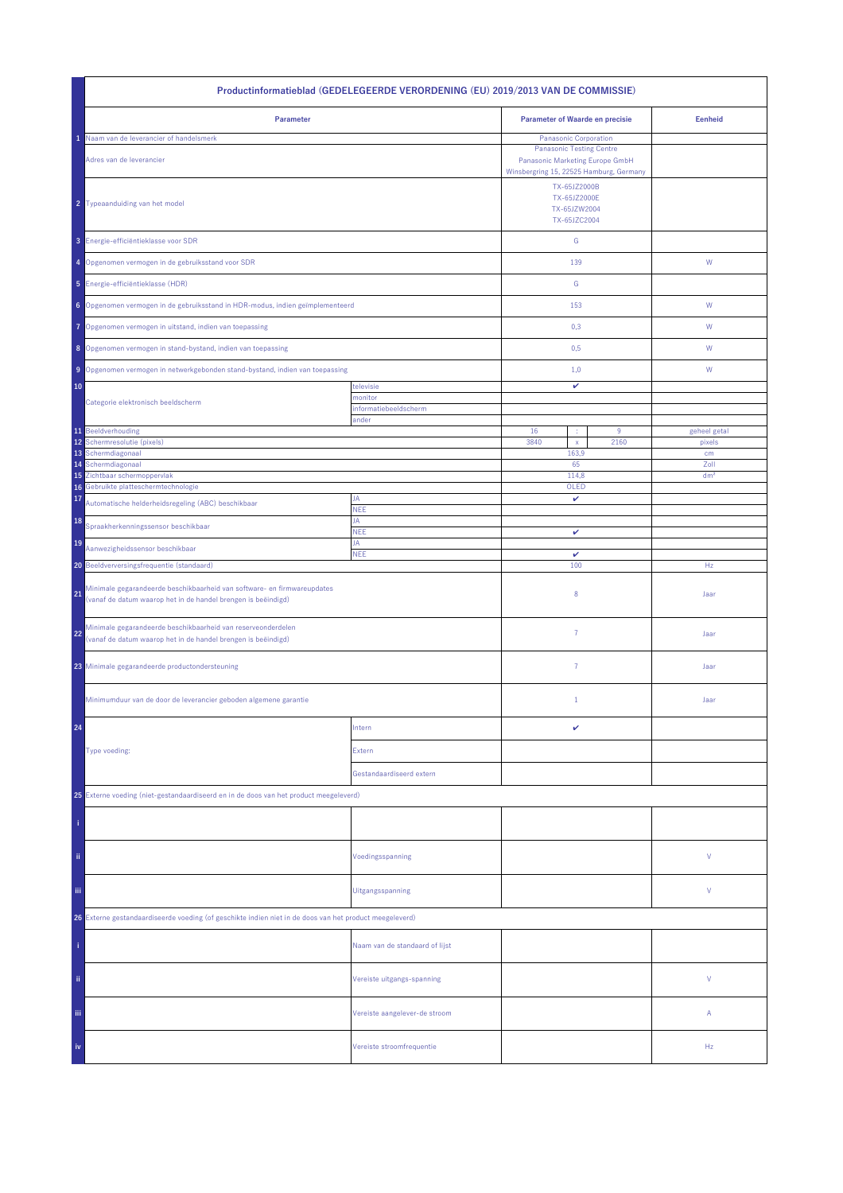# Productinformatieblad (GEDELEGEERDE VERORDENING (EU) 2019/2013 VAN DE COMMISSIE)

| | Parameter | | Parameter of Waarde en precisie | | | Eenheid |
|---|---|---|---|---|---|---|
| 1 | Naam van de leverancier of handelsmerk | | Panasonic Corporation | | | |
| | Adres van de leverancier | | Panasonic Testing Centre<br>Panasonic Marketing Europe GmbH<br>Winsbergring 15, 22525 Hamburg, Germany | | | |
| 2 | Typeaanduiding van het model | | TX-65JZ2000B<br>TX-65JZ2000E<br>TX-65JZW2004<br>TX-65JZC2004 | | | |
| 3 | Energie-efficiëntieklasse voor SDR | | G | | | |
| 4 | Opgenomen vermogen in de gebruiksstand voor SDR | | 139 | | | W |
| 5 | Energie-efficiëntieklasse (HDR) | | G | | | |
| 6 | Opgenomen vermogen in de gebruiksstand in HDR-modus, indien geïmplementeerd | | 153 | | | W |
| 7 | Opgenomen vermogen in uitstand, indien van toepassing | | 0,3 | | | W |
| 8 | Opgenomen vermogen in stand-bystand, indien van toepassing | | 0,5 | | | W |
| 9 | Opgenomen vermogen in netwerkgebonden stand-bystand, indien van toepassing | | 1,0 | | | W |
| 10 | Categorie elektronisch beeldscherm | televisie | ✔ | | | |
| | | monitor | | | | |
| | | informatiebeeldscherm | | | | |
| | | ander | | | | |
| 11 | Beeldverhouding | | 16 | : | 9 | geheel getal |
| 12 | Schermresolutie (pixels) | | 3840 | x | 2160 | pixels |
| 13 | Schermdiagonaal | | 163,9 | | | cm |
| 14 | Schermdiagonaal | | 65 | | | Zoll |
| 15 | Zichtbaar schermoppervlak | | 114,8 | | | dm² |
| 16 | Gebruikte plattescherm­technologie | | OLED | | | |
| 17 | Automatische helderheidsregeling (ABC) beschikbaar | JA | ✔ | | | |
| | | NEE | | | | |
| 18 | Spraakherkenningssensor beschikbaar | JA | | | | |
| | | NEE | ✔ | | | |
| 19 | Aanwezigheidssensor beschikbaar | JA | | | | |
| | | NEE | ✔ | | | |
| 20 | Beeldverversingsfrequentie (standaard) | | 100 | | | Hz |
| 21 | Minimale gegarandeerde beschikbaarheid van software- en firmwareupdates (vanaf de datum waarop het in de handel brengen is beëindigd) | | 8 | | | Jaar |
| 22 | Minimale gegarandeerde beschikbaarheid van reserveonderdelen (vanaf de datum waarop het in de handel brengen is beëindigd) | | 7 | | | Jaar |
| 23 | Minimale gegarandeerde productondersteuning | | 7 | | | Jaar |
| | Minimumduur van de door de leverancier geboden algemene garantie | | 1 | | | Jaar |
| 24 | Type voeding: | Intern | ✔ | | | |
| | | Extern | | | | |
| | | Gestandaardiseerd extern | | | | |
| 25 | Externe voeding (niet-gestandaardiseerd en in de doos van het product meegeleverd) | | | | | |
| i | | | | | | |
| ii | | Voedingsspanning | | | | V |
| iii | | Uitgangsspanning | | | | V |
| 26 | Externe gestandaardiseerde voeding (of geschikte indien niet in de doos van het product meegeleverd) | | | | | |
| i | | Naam van de standaard of lijst | | | | |
| ii | | Vereiste uitgangs-spanning | | | | V |
| iii | | Vereiste aangelever-de stroom | | | | A |
| iv | | Vereiste stroomfrequentie | | | | Hz |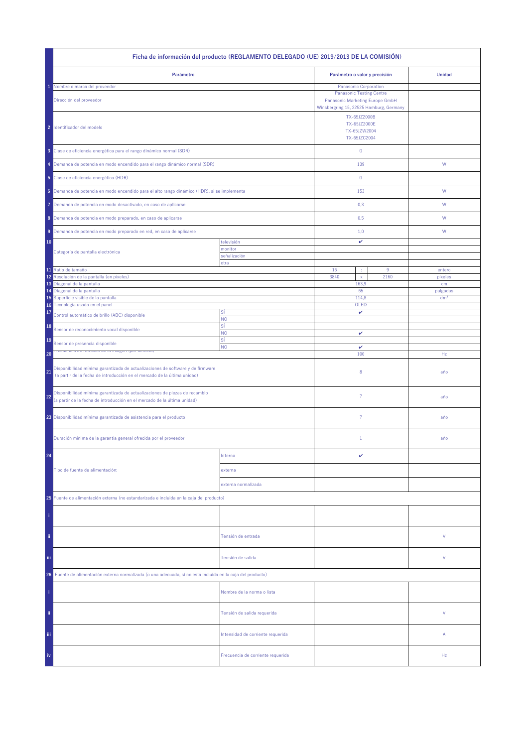## Ficha de información del producto (REGLAMENTO DELEGADO (UE) 2019/2013 DE LA COMISIÓN)

| | Parámetro | | Parámetro o valor y precisión | | | Unidad |
|---|---|---|---|---|---|---|
| 1 | Nombre o marca del proveedor | | Panasonic Corporation | | | |
| | Dirección del proveedor | | Panasonic Testing Centre<br>Panasonic Marketing Europe GmbH<br>Winsbergring 15, 22525 Hamburg, Germany | | | |
| 2 | Identificador del modelo | | TX-65JZ2000B<br>TX-65JZ2000E<br>TX-65JZW2004<br>TX-65JZC2004 | | | |
| 3 | Clase de eficiencia energética para el rango dinámico normal (SDR) | | G | | | |
| 4 | Demanda de potencia en modo encendido para el rango dinámico normal (SDR) | | 139 | | | W |
| 5 | Clase de eficiencia energética (HDR) | | G | | | |
| 6 | Demanda de potencia en modo encendido para el alto rango dinámico (HDR), si se implementa | | 153 | | | W |
| 7 | Demanda de potencia en modo desactivado, en caso de aplicarse | | 0,3 | | | W |
| 8 | Demanda de potencia en modo preparado, en caso de aplicarse | | 0,5 | | | W |
| 9 | Demanda de potencia en modo preparado en red, en caso de aplicarse | | 1,0 | | | W |
| 10 | Categoría de pantalla electrónica | televisión | ✔ | | | |
| | | monitor | | | | |
| | | señalización | | | | |
| | | otra | | | | |
| 11 | Ratio de tamaño | | 16 | : | 9 | entero |
| 12 | Resolución de la pantalla (en píxeles) | | 3840 | x | 2160 | píxeles |
| 13 | Diagonal de la pantalla | | 163,9 | | | cm |
| 14 | Diagonal de la pantalla | | 65 | | | pulgadas |
| 15 | Superficie visible de la pantalla | | 114,8 | | | dm² |
| 16 | Tecnología usada en el panel | | OLED | | | |
| 17 | Control automático de brillo (ABC) disponible | SÍ | ✔ | | | |
| | | NO | | | | |
| 18 | Sensor de reconocimiento vocal disponible | SÍ | | | | |
| | | NO | ✔ | | | |
| 19 | Sensor de presencia disponible | SÍ | | | | |
| | | NO | ✔ | | | |
| 20 | Frecuencia de refresco de la imagen (por defecto) | | 100 | | | Hz |
| 21 | Disponibilidad mínima garantizada de actualizaciones de software y de firmware (a partir de la fecha de introducción en el mercado de la última unidad) | | 8 | | | año |
| 22 | Disponibilidad mínima garantizada de actualizaciones de piezas de recambio (a partir de la fecha de introducción en el mercado de la última unidad) | | 7 | | | año |
| 23 | Disponibilidad mínima garantizada de asistencia para el producto | | 7 | | | año |
| | Duración mínima de la garantía general ofrecida por el proveedor | | 1 | | | año |
| 24 | Tipo de fuente de alimentación: | Interna | ✔ | | | |
| | | externa | | | | |
| | | externa normalizada | | | | |
| 25 | Fuente de alimentación externa (no estandarizada e incluida en la caja del producto) | | | | | |
| i | | | | | | |
| ii | | Tensión de entrada | | | | V |
| iii | | Tensión de salida | | | | V |
| 26 | Fuente de alimentación externa normalizada (o una adecuada, si no está incluida en la caja del producto) | | | | | |
| i | | Nombre de la norma o lista | | | | |
| ii | | Tensión de salida requerida | | | | V |
| iii | | Intensidad de corriente requerida | | | | A |
| iv | | Frecuencia de corriente requerida | | | | Hz |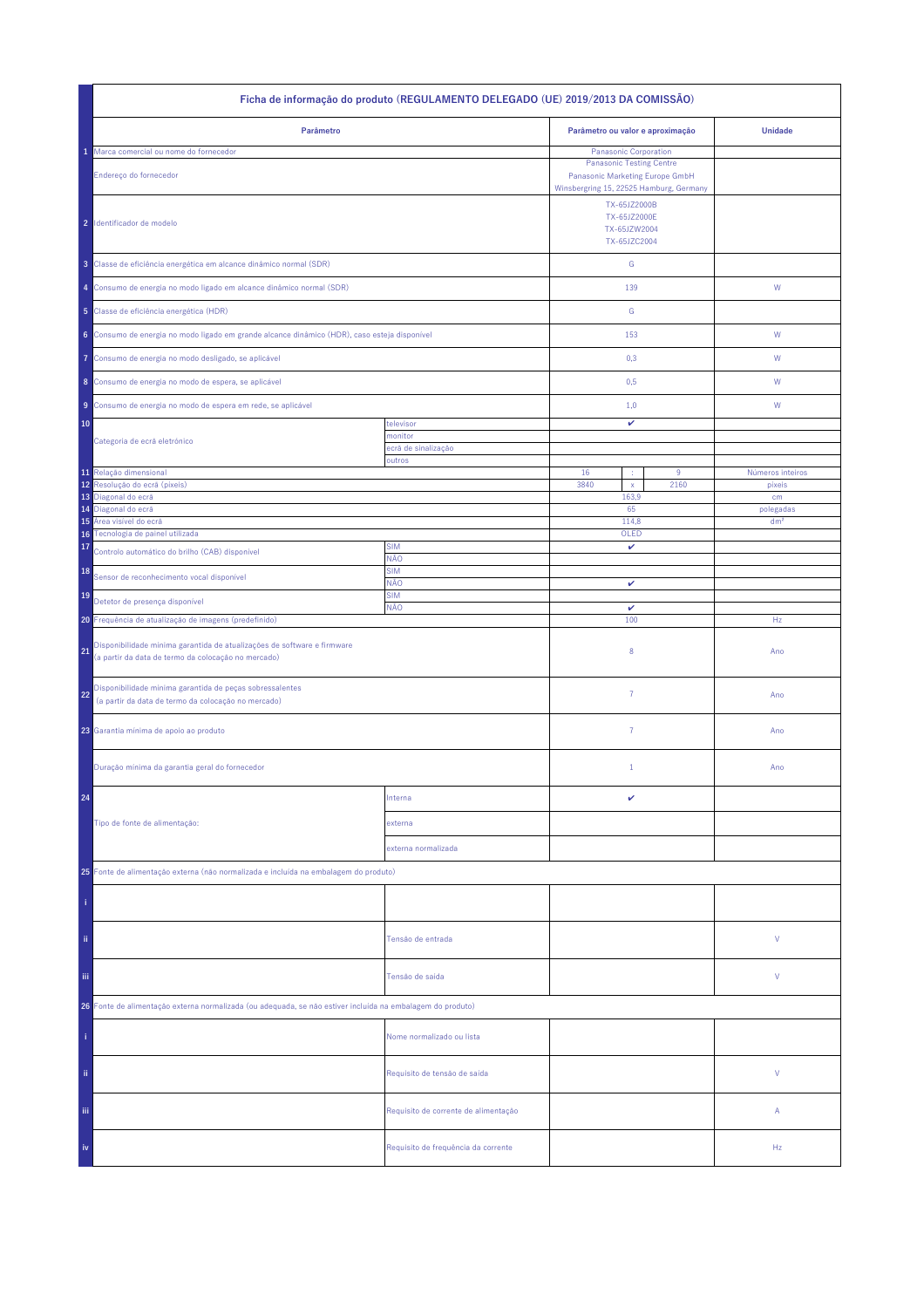| | Ficha de informação do produto (REGULAMENTO DELEGADO (UE) 2019/2013 DA COMISSÃO) | | | | | |
|---|---|---|---|---|---|---|
| | **Parâmetro** | | **Parâmetro ou valor e aproximação** | | | **Unidade** |
| 1 | Marca comercial ou nome do fornecedor | | Panasonic Corporation | | | |
| | Endereço do fornecedor | | Panasonic Testing Centre<br>Panasonic Marketing Europe GmbH<br>Winsbergring 15, 22525 Hamburg, Germany | | | |
| 2 | Identificador de modelo | | TX-65JZ2000B<br>TX-65JZ2000E<br>TX-65JZW2004<br>TX-65JZC2004 | | | |
| 3 | Classe de eficiência energética em alcance dinâmico normal (SDR) | | G | | | |
| 4 | Consumo de energia no modo ligado em alcance dinâmico normal (SDR) | | 139 | | | W |
| 5 | Classe de eficiência energética (HDR) | | G | | | |
| 6 | Consumo de energia no modo ligado em grande alcance dinâmico (HDR), caso esteja disponível | | 153 | | | W |
| 7 | Consumo de energia no modo desligado, se aplicável | | 0,3 | | | W |
| 8 | Consumo de energia no modo de espera, se aplicável | | 0,5 | | | W |
| 9 | Consumo de energia no modo de espera em rede, se aplicável | | 1,0 | | | W |
| 10 | Categoria de ecrã eletrónico | televisor | ✔ | | | |
| | | monitor | | | | |
| | | ecrã de sinalização | | | | |
| | | outros | | | | |
| 11 | Relação dimensional | | 16 | : | 9 | Números inteiros |
| 12 | Resolução do ecrã (píxeis) | | 3840 | x | 2160 | píxeis |
| 13 | Diagonal do ecrã | | 163,9 | | | cm |
| 14 | Diagonal do ecrã | | 65 | | | polegadas |
| 15 | Área visível do ecrã | | 114,8 | | | dm² |
| 16 | Tecnologia de painel utilizada | | OLED | | | |
| 17 | Controlo automático do brilho (CAB) disponível | SIM | ✔ | | | |
| | | NÃO | | | | |
| 18 | Sensor de reconhecimento vocal disponível | SIM | | | | |
| | | NÃO | ✔ | | | |
| 19 | Detetor de presença disponível | SIM | | | | |
| | | NÃO | ✔ | | | |
| 20 | Frequência de atualização de imagens (predefinido) | | 100 | | | Hz |
| 21 | Disponibilidade mínima garantida de atualizações de software e firmware (a partir da data de termo da colocação no mercado) | | 8 | | | Ano |
| 22 | Disponibilidade mínima garantida de peças sobressalentes (a partir da data de termo da colocação no mercado) | | 7 | | | Ano |
| 23 | Garantia mínima de apoio ao produto | | 7 | | | Ano |
| | Duração mínima da garantia geral do fornecedor | | 1 | | | Ano |
| 24 | Tipo de fonte de alimentação: | Interna | ✔ | | | |
| | | externa | | | | |
| | | externa normalizada | | | | |
| 25 | Fonte de alimentação externa (não normalizada e incluída na embalagem do produto) | | | | | |
| i | | | | | | |
| ii | | Tensão de entrada | | | | V |
| iii | | Tensão de saída | | | | V |
| 26 | Fonte de alimentação externa normalizada (ou adequada, se não estiver incluída na embalagem do produto) | | | | | |
| i | | Nome normalizado ou lista | | | | |
| ii | | Requisito de tensão de saída | | | | V |
| iii | | Requisito de corrente de alimentação | | | | A |
| iv | | Requisito de frequência da corrente | | | | Hz |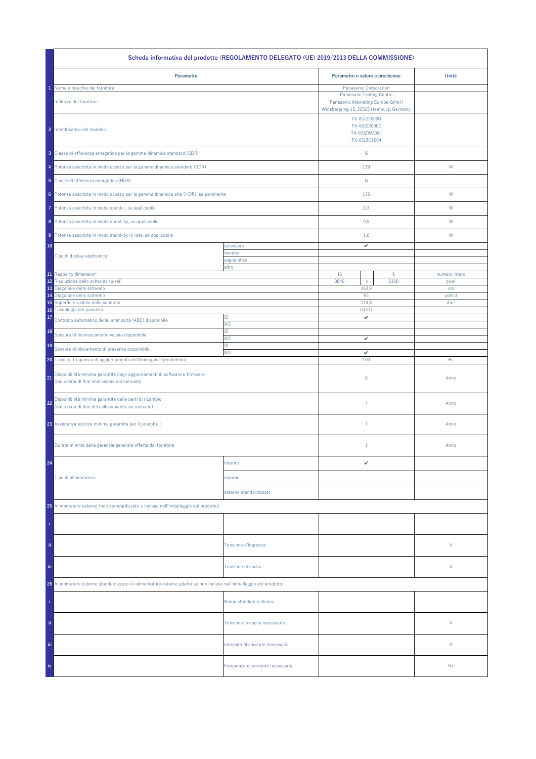| | Scheda informativa del prodotto (REGOLAMENTO DELEGATO (UE) 2019/2013 DELLA COMMISSIONE) | | | | | |
|---|---|---|---|---|---|---|
| | **Parametro** | | **Parametro o valore e precisione** | | | **Unità** |
| 1 | Nome o marchio del fornitore | | Panasonic Corporation | | | |
| | Indirizzo del fornitore | | Panasonic Testing Centre<br>Panasonic Marketing Europe GmbH<br>Winsbergring 15, 22525 Hamburg, Germany | | | |
| 2 | Identificativo del modello | | TX-65JZ2000B<br>TX-65JZ2000E<br>TX-65JZW2004<br>TX-65JZC2004 | | | |
| 3 | Classe di efficienza energetica per la gamma dinamica standard (SDR) | | G | | | |
| 4 | Potenza assorbita in modo acceso per la gamma dinamica standard (SDR) | | 139 | | | W |
| 5 | Classe di efficienza energetica (HDR) | | G | | | |
| 6 | Potenza assorbita in modo acceso per la gamma dinamica alta (HDR), se pertinente | | 153 | | | W |
| 7 | Potenza assorbita in modo spento , se applicabile | | 0,3 | | | W |
| 8 | Potenza assorbita in modo stand-by, se applicabile | | 0,5 | | | W |
| 9 | Potenza assorbita in modo stand-by in rete, se applicabile | | 1,0 | | | W |
| 10 | Tipo di display elettronico | televisore | ✔ | | | |
| | | monitor | | | | |
| | | segnaletica | | | | |
| | | altro | | | | |
| 11 | Rapporto dimensioni | | 16 | : | 9 | numero intero |
| 12 | Risoluzione dello schermo (pixel) | | 3840 | x | 2160 | pixel |
| 13 | Diagonale dello schermo | | 163,9 | | | cm |
| 14 | Diagonale dello schermo | | 65 | | | pollici |
| 15 | Superficie visibile dello schermo | | 114,8 | | | dm² |
| 16 | Tecnologia del pannello | | OLED | | | |
| 17 | Controllo automatico della luminosità (ABC) disponibile | SÌ | ✔ | | | |
| | | NO | | | | |
| 18 | Sensore di riconoscimento vocale disponibile | SÌ | | | | |
| | | NO | ✔ | | | |
| 19 | Sensore di rilevamento di presenza disponibile | SÌ | | | | |
| | | NO | ✔ | | | |
| 20 | Tasso di frequenza di aggiornamento dell'immagine (predefinito) | | 100 | | | Hz |
| 21 | Disponibilità minima garantita degli aggiornamenti di software e firmware (dalla data di fine immissione sul mercato) | | 8 | | | Anno |
| 22 | Disponibilità minima garantita delle parti di ricambio (dalla data di fine del collocamento sul mercato) | | 7 | | | Anno |
| 23 | Assistenza tecnica minima garantita per il prodotto : | | 7 | | | Anno |
| | Durata minima della garanzia generale offerta dal fornitore | | 1 | | | Anno |
| 24 | Tipo di alimentatore | Interno | ✔ | | | |
| | | esterno | | | | |
| | | esterno standardizzato | | | | |
| 25 | Alimentatore esterno (non standardizzato e incluso nell'imballaggio del prodotto) | | | | | |
| i | | | | | | |
| ii | | Tensione d'ingresso: | | | | V |
| iii | | Tensione di uscita | | | | V |
| 26 | Alimentatore esterno standardizzato (o alimentatore esterno adatto se non incluso nell'imballaggio del prodotto) | | | | | |
| i | | Nome standard o elenco | | | | |
| ii | | Tensione in uscita necessaria | | | | V |
| iii | | Intensità di corrente necessaria | | | | A |
| iv | | Frequenza di corrente necessaria | | | | Hz |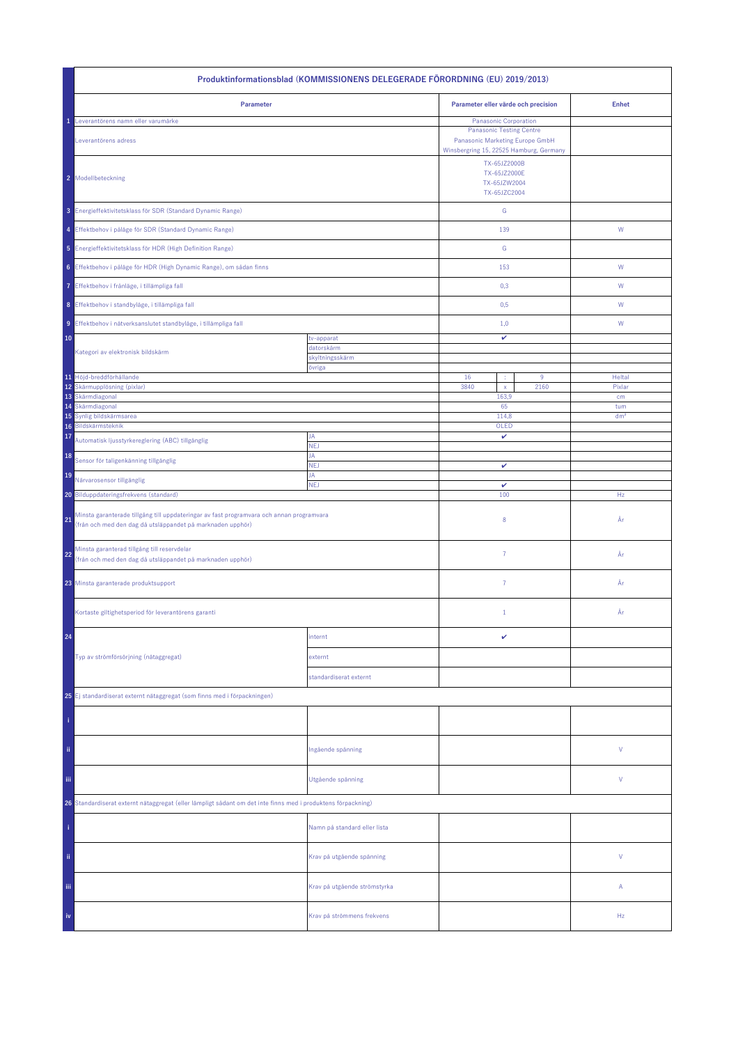| | Produktinformationsblad (KOMMISSIONENS DELEGERADE FÖRORDNING (EU) 2019/2013) | | | | | |
|---|---|---|---|---|---|---|
| | **Parameter** | | **Parameter eller värde och precision** | | | **Enhet** |
| 1 | Leverantörens namn eller varumärke | | Panasonic Corporation | | | |
| | Leverantörens adress | | Panasonic Testing Centre<br>Panasonic Marketing Europe GmbH<br>Winsbergring 15, 22525 Hamburg, Germany | | | |
| 2 | Modellbeteckning | | TX-65JZ2000B<br>TX-65JZ2000E<br>TX-65JZW2004<br>TX-65JZC2004 | | | |
| 3 | Energieffektivitetsklass för SDR (Standard Dynamic Range) | | G | | | |
| 4 | Effektbehov i påläge för SDR (Standard Dynamic Range) | | 139 | | | W |
| 5 | Energieffektivitetsklass för HDR (High Definition Range) | | G | | | |
| 6 | Effektbehov i påläge för HDR (High Dynamic Range), om sådan finns | | 153 | | | W |
| 7 | Effektbehov i frånläge, i tillämpliga fall | | 0,3 | | | W |
| 8 | Effektbehov i standbyläge, i tillämpliga fall | | 0,5 | | | W |
| 9 | Effektbehov i nätverksanslutet standbyläge, i tillämpliga fall | | 1,0 | | | W |
| 10 | Kategori av elektronisk bildskärm | tv-apparat | ✔ | | | |
| | | datorskärm | | | | |
| | | skyltningsskärm | | | | |
| | | övriga | | | | |
| 11 | Höjd-breddförhållande | | 16 | : | 9 | Heltal |
| 12 | Skärmupplösning (pixlar) | | 3840 | x | 2160 | Pixlar |
| 13 | Skärmdiagonal | | 163,9 | | | cm |
| 14 | Skärmdiagonal | | 65 | | | tum |
| 15 | Synlig bildskärmsarea | | 114,8 | | | dm² |
| 16 | Bildskärmsteknik | | OLED | | | |
| 17 | Automatisk ljusstyrkereglering (ABC) tillgänglig | JA | ✔ | | | |
| | | NEJ | | | | |
| 18 | Sensor för taligenkänning tillgänglig | JA | | | | |
| | | NEJ | ✔ | | | |
| 19 | Närvarosensor tillgänglig | JA | | | | |
| | | NEJ | ✔ | | | |
| 20 | Bilduppdateringsfrekvens (standard) | | 100 | | | Hz |
| 21 | Minsta garanterade tillgång till uppdateringar av fast programvara och annan programvara<br>(från och med den dag då utsläppandet på marknaden upphör) | | 8 | | | År |
| 22 | Minsta garanterad tillgång till reservdelar<br>(från och med den dag då utsläppandet på marknaden upphör) | | 7 | | | År |
| 23 | Minsta garanterade produktsupport | | 7 | | | År |
| | Kortaste giltighetsperiod för leverantörens garanti | | 1 | | | År |
| 24 | Typ av strömförsörjning (nätaggregat) | internt | ✔ | | | |
| | | externt | | | | |
| | | standardiserat externt | | | | |
| 25 | Ej standardiserat externt nätaggregat (som finns med i förpackningen) | | | | | |
| i | | | | | | |
| ii | | Ingående spänning | | | | V |
| iii | | Utgående spänning | | | | V |
| 26 | Standardiserat externt nätaggregat (eller lämpligt sådant om det inte finns med i produktens förpackning) | | | | | |
| i | | Namn på standard eller lista | | | | |
| ii | | Krav på utgående spänning | | | | V |
| iii | | Krav på utgående strömstyrka | | | | A |
| iv | | Krav på strömmens frekvens | | | | Hz |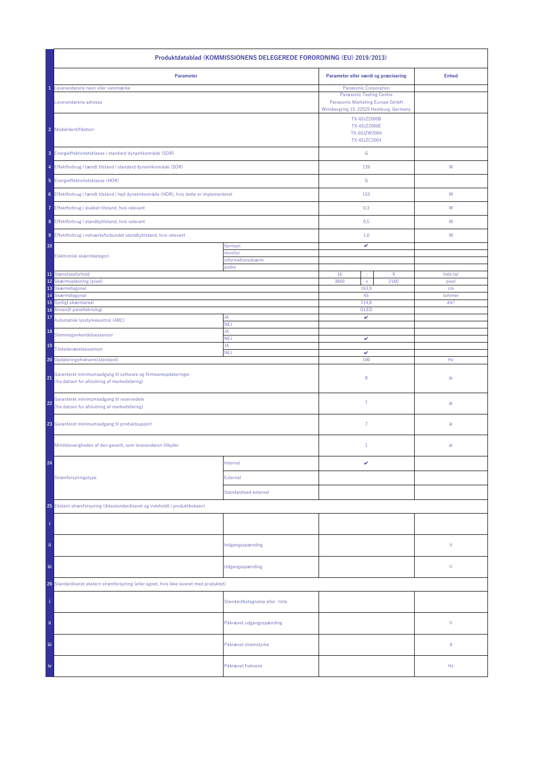| | Produktdatablad (KOMMISSIONENS DELEGEREDE FORORDNING (EU) 2019/2013) | | | | | |
|---|---|---|---|---|---|---|
| | **Parameter** | | **Parameter eller værdi og præcisering** | | | **Enhed** |
| 1 | Leverandørens navn eller varemærke | | Panasonic Corporation | | | |
| | Leverandørens adresse | | Panasonic Testing Centre<br>Panasonic Marketing Europe GmbH<br>Winsbergring 15, 22525 Hamburg, Germany | | | |
| 2 | Modelidentifikation | | TX-65JZ2000B<br>TX-65JZ2000E<br>TX-65JZW2004<br>TX-65JZC2004 | | | |
| 3 | Energieffektivitetsklasse i standard dynamikområde (SDR) | | G | | | |
| 4 | Effektforbrug i tændt tilstand i standard dynamikområde (SDR) | | 139 | | | W |
| 5 | Energieffektivitetsklasse (HDR) | | G | | | |
| 6 | Effektforbrug i tændt tilstand i højt dynamikområde (HDR), hvis dette er implementeret | | 153 | | | W |
| 7 | Effektforbrug i slukket tilstand, hvis relevant | | 0,3 | | | W |
| 8 | Effektforbrug i standbytilstand, hvis relevant | | 0,5 | | | W |
| 9 | Effektforbrug i netværksforbundet standbytilstand, hvis relevant | | 1,0 | | | W |
| 10 | Elektronisk skærmkategori | fjernsyn | ✔ | | | |
| | | monitor | | | | |
| | | informationsskærm | | | | |
| | | andre | | | | |
| 11 | Størrelsesforhold | | 16 | : | 9 | hele tal |
| 12 | Skærmopløsning (pixel) | | 3840 | x | 2160 | pixel |
| 13 | Skærmdiagonal | | 163,9 | | | cm |
| 14 | Skærmdiagonal | | 65 | | | tommer |
| 15 | Synligt skærmareal | | 114,8 | | | dm² |
| 16 | Anvendt panelteknologi | | OLED | | | |
| 17 | Automatisk lysstyrkekontrol (ABC) | JA | ✔ | | | |
| | | NEJ | | | | |
| 18 | Stemmegenkendelsessensor | JA | | | | |
| | | NEJ | ✔ | | | |
| 19 | Tilstedeværelsessensor | JA | | | | |
| | | NEJ | ✔ | | | |
| 20 | Opdateringsfrekvens(standard) | | 100 | | | Hz |
| 21 | Garanteret minimumsadgang til software og firmwareopdateringer<br>(fra datoen for afslutning af markedsføring) | | 8 | | | år |
| 22 | Garanteret minimumsadgang til reservedele<br>(fra datoen for afslutning af markedsføring) | | 7 | | | år |
| 23 | Garanteret minimumsadgang til produktsupport | | 7 | | | år |
| | Mindstevarigheden af den garanti, som leverandøren tilbyder | | 1 | | | år |
| 24 | Strømforsyningstype | Internal | ✔ | | | |
| | | External | | | | |
| | | Standardised external | | | | |
| 25 | Ekstern strømforsyning (ikkestandardiseret og indeholdt i produktboksen) | | | | | |
| i | | | | | | |
| ii | | Indgangsspænding | | | | V |
| iii | | Udgangsspænding | | | | V |
| 26 | Standardiseret ekstern strømforsyning (eller egnet, hvis ikke leveret med produktet) | | | | | |
| i | | Standardbetegnelse eller -liste | | | | |
| ii | | Påkrævet udgangsspænding | | | | V |
| iii | | Påkrævet strømstyrke | | | | A |
| iv | | Påkrævet frekvens | | | | Hz |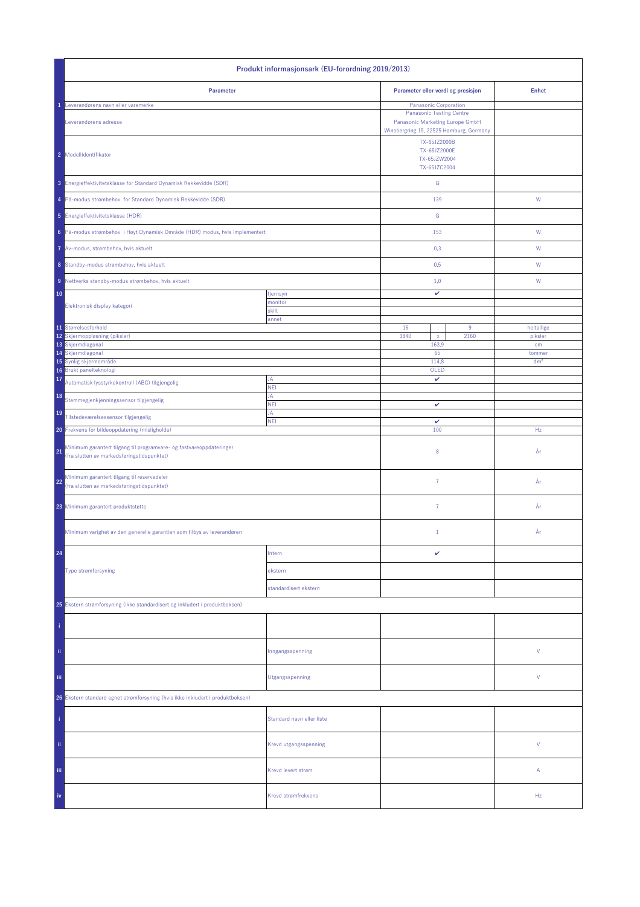| | Produkt informasjonsark (EU-forordning 2019/2013) | | | | |
|---|---|---|---|---|---|
| | **Parameter** | | **Parameter eller verdi og presisjon** | | **Enhet** |
| 1 | Leverandørens navn eller varemerke | | Panasonic Corporation | | |
| | Leverandørens adresse | | Panasonic Testing Centre<br>Panasonic Marketing Europe GmbH<br>Winsbergring 15, 22525 Hamburg, Germany | | |
| 2 | Modellidentifikator | | TX-65JZ2000B<br>TX-65JZ2000E<br>TX-65JZW2004<br>TX-65JZC2004 | | |
| 3 | Energieffektivitetsklasse for Standard Dynamisk Rekkevidde (SDR) | | G | | |
| 4 | På-modus strømbehov for Standard Dynamisk Rekkevidde (SDR) | | 139 | | W |
| 5 | Energieffektivitetsklasse (HDR) | | G | | |
| 6 | På-modus strømbehov i Høyt Dynamisk Område (HDR) modus, hvis implementert | | 153 | | W |
| 7 | Av-modus, strømbehov, hvis aktuelt | | 0,3 | | W |
| 8 | Standby-modus strømbehov, hvis aktuelt | | 0,5 | | W |
| 9 | Nettverks standby-modus strømbehov, hvis aktuelt | | 1,0 | | W |
| 10 | Elektronisk display kategori | fjernsyn | ✔ | | |
| | | monitor | | | |
| | | skilt | | | |
| | | annet | | | |
| 11 | Størrelsesforhold | | 16 : 9 | | heltallige |
| 12 | Skjermoppløsning (piksler) | | 3840 x 2160 | | piksler |
| 13 | Skjermdiagonal | | 163,9 | | cm |
| 14 | Skjermdiagonal | | 65 | | tommer |
| 15 | Synlig skjermområde | | 114,8 | | dm² |
| 16 | Brukt panelteknologi | | OLED | | |
| 17 | Automatisk lysstyrkekontroll (ABC) tilgjengelig | JA | ✔ | | |
| | | NEI | | | |
| 18 | Stemmegjenkjenningssensor tilgjengelig | JA | | | |
| | | NEI | ✔ | | |
| 19 | Tilstedeværelsessensor tilgjengelig | JA | | | |
| | | NEI | ✔ | | |
| 20 | Frekvens for bildeoppdatering (misligholde) | | 100 | | Hz |
| 21 | Minimum garantert tilgang til programvare- og fastvareoppdateringer (fra slutten av markedsføringstidspunktet) | | 8 | | År |
| 22 | Minimum garantert tilgang til reservedeler (fra slutten av markedsføringstidspunktet) | | 7 | | År |
| 23 | Minimum garantert produktstøtte | | 7 | | År |
| | Minimum varighet av den generelle garantien som tilbys av leverandøren | | 1 | | År |
| 24 | Type strømforsyning | Intern | ✔ | | |
| | | ekstern | | | |
| | | standardisert ekstern | | | |
| 25 | Ekstern strømforsyning (ikke standardisert og inkludert i produktboksen) | | | | |
| i | | | | | |
| ii | | Inngangsspenning | | | V |
| iii | | Utgangsspenning | | | V |
| 26 | Ekstern standard egnet strømforsyning (hvis ikke inkludert i produktboksen) | | | | |
| i | | Standard navn eller liste | | | |
| ii | | Krevd utgangsspenning | | | V |
| iii | | Krevd levert strøm | | | A |
| iv | | Krevd strømfrekvens | | | Hz |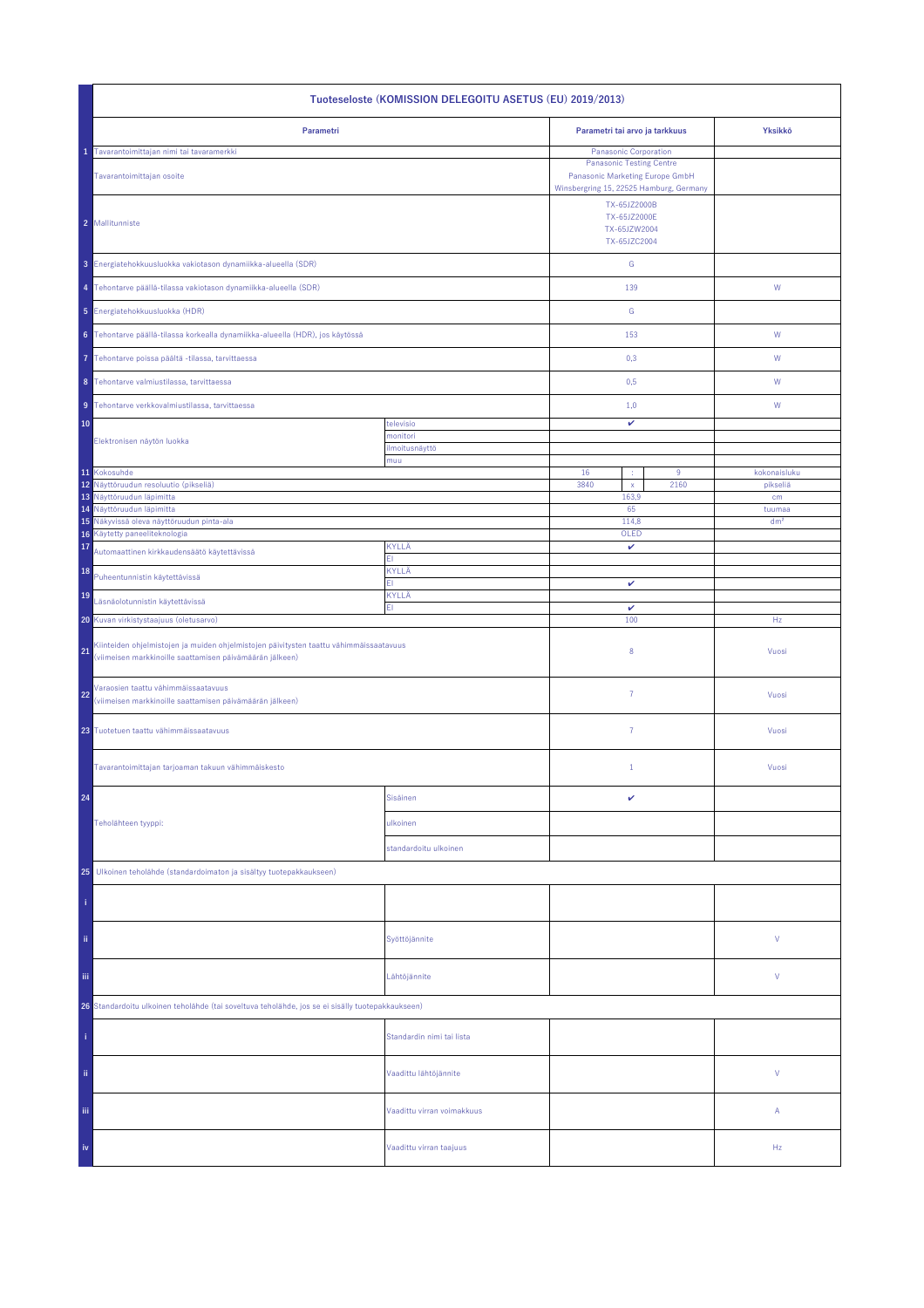| | Tuoteseloste (KOMISSION DELEGOITU ASETUS (EU) 2019/2013) | | | | | |
|---|---|---|---|---|---|---|
| | **Parametri** | | **Parametri tai arvo ja tarkkuus** | | | **Yksikkö** |
| 1 | Tavarantoimittajan nimi tai tavaramerkki | | Panasonic Corporation | | | |
| | Tavarantoimittajan osoite | | Panasonic Testing Centre<br>Panasonic Marketing Europe GmbH<br>Winsbergring 15, 22525 Hamburg, Germany | | | |
| 2 | Mallitunniste | | TX-65JZ2000B<br>TX-65JZ2000E<br>TX-65JZW2004<br>TX-65JZC2004 | | | |
| 3 | Energiatehokkuusluokka vakiotason dynamiikka-alueella (SDR) | | G | | | |
| 4 | Tehontarve päällä-tilassa vakiotason dynamiikka-alueella (SDR) | | 139 | | | W |
| 5 | Energiatehokkuusluokka (HDR) | | G | | | |
| 6 | Tehontarve päällä-tilassa korkealla dynamiikka-alueella (HDR), jos käytössä | | 153 | | | W |
| 7 | Tehontarve poissa päältä -tilassa, tarvittaessa | | 0,3 | | | W |
| 8 | Tehontarve valmiustilassa, tarvittaessa | | 0,5 | | | W |
| 9 | Tehontarve verkkovalmiustilassa, tarvittaessa | | 1,0 | | | W |
| 10 | Elektronisen näytön luokka | televisio | ✔ | | | |
| | | monitori | | | | |
| | | ilmoitusnäyttö | | | | |
| | | muu | | | | |
| 11 | Kokosuhde | | 16 | : | 9 | kokonaisluku |
| 12 | Näyttöruudun resoluutio (pikseliä) | | 3840 | x | 2160 | pikseliä |
| 13 | Näyttöruudun läpimitta | | 163,9 | | | cm |
| 14 | Näyttöruudun läpimitta | | 65 | | | tuumaa |
| 15 | Näkyvissä oleva näyttöruudun pinta-ala | | 114,8 | | | dm² |
| 16 | Käytetty paneeliteknologia | | OLED | | | |
| 17 | Automaattinen kirkkaudensäätö käytettävissä | KYLLÄ | ✔ | | | |
| | | EI | | | | |
| 18 | Puheentunnistin käytettävissä | KYLLÄ | | | | |
| | | EI | ✔ | | | |
| 19 | Läsnäolotunnistin käytettävissä | KYLLÄ | | | | |
| | | EI | ✔ | | | |
| 20 | Kuvan virkistystaajuus (oletusarvo) | | 100 | | | Hz |
| 21 | Kiinteiden ohjelmistojen ja muiden ohjelmistojen päivitysten taattu vähimmäissaatavuus<br>(viimeisen markkinoille saattamisen päivämäärän jälkeen) | | 8 | | | Vuosi |
| 22 | Varaosien taattu vähimmäissaatavuus<br>(viimeisen markkinoille saattamisen päivämäärän jälkeen) | | 7 | | | Vuosi |
| 23 | Tuotetuen taattu vähimmäissaatavuus | | 7 | | | Vuosi |
| | Tavarantoimittajan tarjoaman takuun vähimmäiskesto | | 1 | | | Vuosi |
| 24 | Teholähteen tyyppi: | Sisäinen | ✔ | | | |
| | | ulkoinen | | | | |
| | | standardoitu ulkoinen | | | | |
| 25 | Ulkoinen teholähde (standardoimaton ja sisältyy tuotepakkaukseen) | | | | | |
| i | | | | | | |
| ii | | Syöttöjännite | | | | V |
| iii | | Lähtöjännite | | | | V |
| 26 | Standardoitu ulkoinen teholähde (tai soveltuva teholähde, jos se ei sisälly tuotepakkaukseen) | | | | | |
| i | | Standardin nimi tai lista | | | | |
| ii | | Vaadittu lähtöjännite | | | | V |
| iii | | Vaadittu virran voimakkuus | | | | A |
| iv | | Vaadittu virran taajuus | | | | Hz |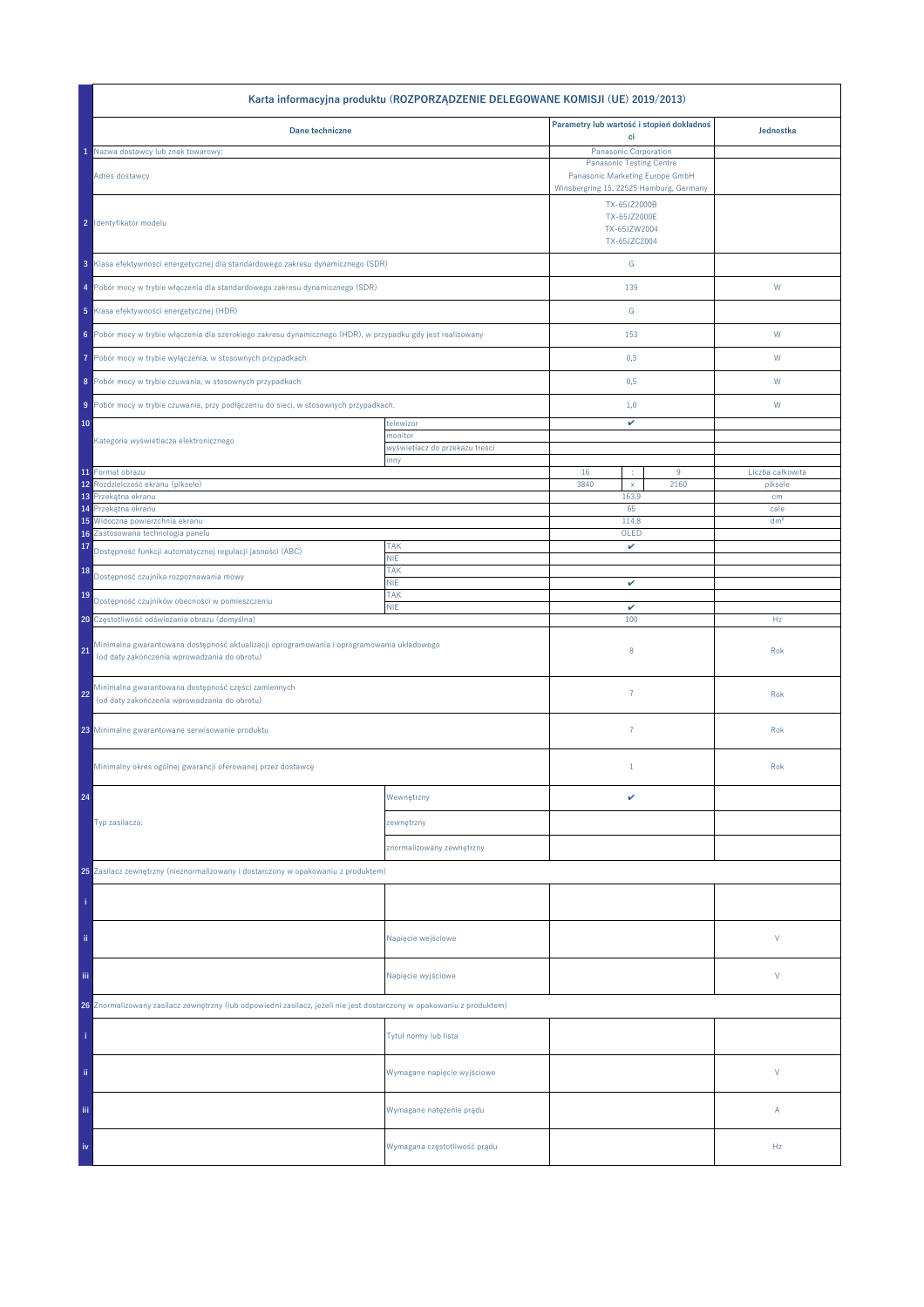| | Karta informacyjna produktu (ROZPORZĄDZENIE DELEGOWANE KOMISJI (UE) 2019/2013) | | | | | |
|---|---|---|---|---|---|---|
| | **Dane techniczne** | | **Parametry lub wartość i stopień dokładności** | | | **Jednostka** |
| 1 | Nazwa dostawcy lub znak towarowy: | | Panasonic Corporation | | | |
| | Adres dostawcy | | Panasonic Testing Centre<br>Panasonic Marketing Europe GmbH<br>Winsbergring 15, 22525 Hamburg, Germany | | | |
| 2 | Identyfikator modelu | | TX-65JZ2000B<br>TX-65JZ2000E<br>TX-65JZW2004<br>TX-65JZC2004 | | | |
| 3 | Klasa efektywności energetycznej dla standardowego zakresu dynamicznego (SDR) | | G | | | |
| 4 | Pobór mocy w trybie włączenia dla standardowego zakresu dynamicznego (SDR) | | 139 | | | W |
| 5 | Klasa efektywności energetycznej (HDR) | | G | | | |
| 6 | Pobór mocy w trybie włączenia dla szerokiego zakresu dynamicznego (HDR), w przypadku gdy jest realizowany | | 153 | | | W |
| 7 | Pobór mocy w trybie wyłączenia, w stosownych przypadkach | | 0,3 | | | W |
| 8 | Pobór mocy w trybie czuwania, w stosownych przypadkach | | 0,5 | | | W |
| 9 | Pobór mocy w trybie czuwania, przy podłączeniu do sieci, w stosownych przypadkach. | | 1,0 | | | W |
| 10 | Kategoria wyświetlacza elektronicznego | telewizor | ✔ | | | |
| | | monitor | | | | |
| | | wyświetlacz do przekazu treści | | | | |
| | | inny | | | | |
| 11 | Format obrazu | | 16 | : | 9 | Liczba całkowita |
| 12 | Rozdzielczość ekranu (piksele) | | 3840 | x | 2160 | piksele |
| 13 | Przekątna ekranu | | 163,9 | | | cm |
| 14 | Przekątna ekranu | | 65 | | | cale |
| 15 | Widoczna powierzchnia ekranu | | 114,8 | | | dm² |
| 16 | Zastosowana technologia panelu | | OLED | | | |
| 17 | Dostępność funkcji automatycznej regulacji jasności (ABC) | TAK | ✔ | | | |
| | | NIE | | | | |
| 18 | Dostępność czujnika rozpoznawania mowy | TAK | | | | |
| | | NIE | ✔ | | | |
| 19 | Dostępność czujników obecności w pomieszczeniu | TAK | | | | |
| | | NIE | ✔ | | | |
| 20 | Częstotliwość odświeżania obrazu (domyślna) | | 100 | | | Hz |
| 21 | Minimalna gwarantowana dostępność aktualizacji oprogramowania i oprogramowania układowego (od daty zakończenia wprowadzania do obrotu) | | 8 | | | Rok |
| 22 | Minimalna gwarantowana dostępność części zamiennych (od daty zakończenia wprowadzania do obrotu) | | 7 | | | Rok |
| 23 | Minimalne gwarantowane serwisowanie produktu | | 7 | | | Rok |
| | Minimalny okres ogólnej gwarancji oferowanej przez dostawcę | | 1 | | | Rok |
| 24 | Typ zasilacza: | Wewnętrzny | ✔ | | | |
| | | zewnętrzny | | | | |
| | | znormalizowany zewnętrzny | | | | |
| 25 | Zasilacz zewnętrzny (nieznormalizowany i dostarczony w opakowaniu z produktem) | | | | | |
| i | | | | | | |
| ii | | Napięcie wejściowe | | | | V |
| iii | | Napięcie wyjściowe | | | | V |
| 26 | Znormalizowany zasilacz zewnętrzny (lub odpowiedni zasilacz, jeżeli nie jest dostarczony w opakowaniu z produktem) | | | | | |
| i | | Tytuł normy lub lista | | | | |
| ii | | Wymagane napięcie wyjściowe | | | | V |
| iii | | Wymagane natężenie prądu | | | | A |
| iv | | Wymagana częstotliwość prądu | | | | Hz |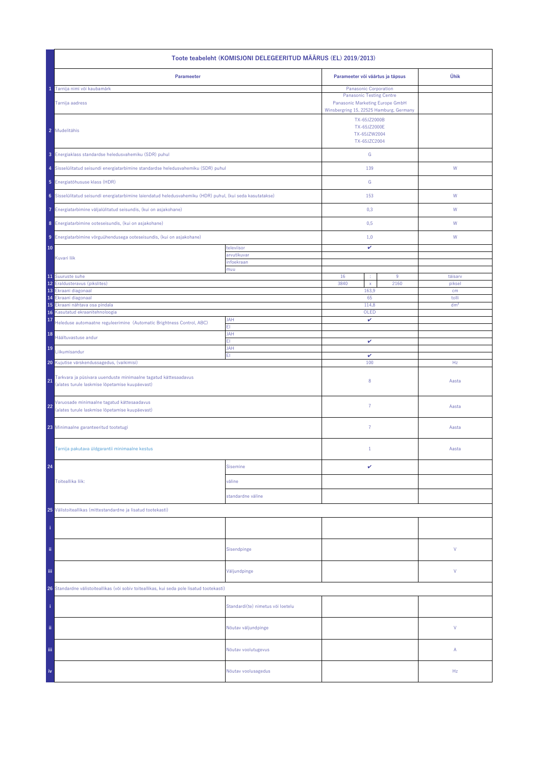| | Toote teabeleht (KOMISJONI DELEGEERITUD MÄÄRUS (EL) 2019/2013) | | | | | |
|---|---|---|---|---|---|---|
| | **Parameeter** | | **Parameetr või väärtus ja täpsus** | | | **Ühik** |
| 1 | Tarnija nimi või kaubamärk | | Panasonic Corporation | | | |
| | Tarnija aadress | | Panasonic Testing Centre<br>Panasonic Marketing Europe GmbH<br>Winsbergring 15, 22525 Hamburg, Germany | | | |
| 2 | Mudelitähis | | TX-65JZ2000B<br>TX-65JZ2000E<br>TX-65JZW2004<br>TX-65JZC2004 | | | |
| 3 | Energiaklass standardse heledusvahemiku (SDR) puhul | | G | | | |
| 4 | Sisselülitatud seisundi energiatarbimine standardse heledusvahemiku (SDR) puhul | | 139 | | | W |
| 5 | Energiatõhususe klass (HDR) | | G | | | |
| 6 | Sisselülitatud seisundi energiatarbimine laiendatud heledusvahemiku (HDR) puhul, (kui seda kasutatakse) | | 153 | | | W |
| 7 | Energiatarbimine väljalülitatud seisundis, (kui on asjakohane) | | 0,3 | | | W |
| 8 | Energiatarbimine ooteseisundis, (kui on asjakohane) | | 0,5 | | | W |
| 9 | Energiatarbimine võrguühendusega ooteseisundis, (kui on asjakohane) | | 1,0 | | | W |
| 10 | Kuvari liik | televiisor | ✔ | | | |
| | | arvutikuvar | | | | |
| | | infoekraan | | | | |
| | | muu | | | | |
| 11 | Suuruste suhe | | 16 | : | 9 | täisarv |
| 12 | Eraldusteravus (pikslites) | | 3840 | x | 2160 | piksel |
| 13 | Ekraani diagonaal | | 163,9 | | | cm |
| 14 | Ekraani diagonaal | | 65 | | | tolli |
| 15 | Ekraani nähtava osa pindala | | 114,8 | | | dm² |
| 16 | Kasutatud ekraanitehnoloogia | | OLED | | | |
| 17 | Heleduse automaatne reguleerimine (Automatic Brightness Control, ABC) | JAH | ✔ | | | |
| | | EI | | | | |
| 18 | Häältuvastuse andur | JAH | | | | |
| | | EI | ✔ | | | |
| 19 | Liikumisandur | JAH | | | | |
| | | EI | ✔ | | | |
| 20 | Kujutise värskendussagedus, (vaikimisi) | | 100 | | | Hz |
| 21 | Tarkvara ja püsivara uuenduste minimaalne tagatud kättesaadavus (alates turule laskmise lõpetamise kuupäevast) | | 8 | | | Aasta |
| 22 | Varuosade minimaalne tagatud kättesaadavus (alates turule laskmise lõpetamise kuupäevast) | | 7 | | | Aasta |
| 23 | Minimaalne garanteeritud tootetugi | | 7 | | | Aasta |
| | Tarnija pakutava üldgarantii minimaalne kestus | | 1 | | | Aasta |
| 24 | Toiteallika liik: | Sisemine | ✔ | | | |
| | | väline | | | | |
| | | standardne väline | | | | |
| 25 | Välistoiteallikas (mittestandardne ja lisatud tootekasti) | | | | | |
| i | | | | | | |
| ii | | Sisendpinge | | | | V |
| iii | | Väljundpinge | | | | V |
| 26 | Standardne välistoiteallikas (või sobiv toiteallikas, kui seda pole lisatud tootekasti) | | | | | |
| i | | Standardi(te) nimetus või loetelu | | | | |
| ii | | Nõutav väljundpinge | | | | V |
| iii | | Nõutav voolutugevus | | | | A |
| iv | | Nõutav voolusagedus | | | | Hz |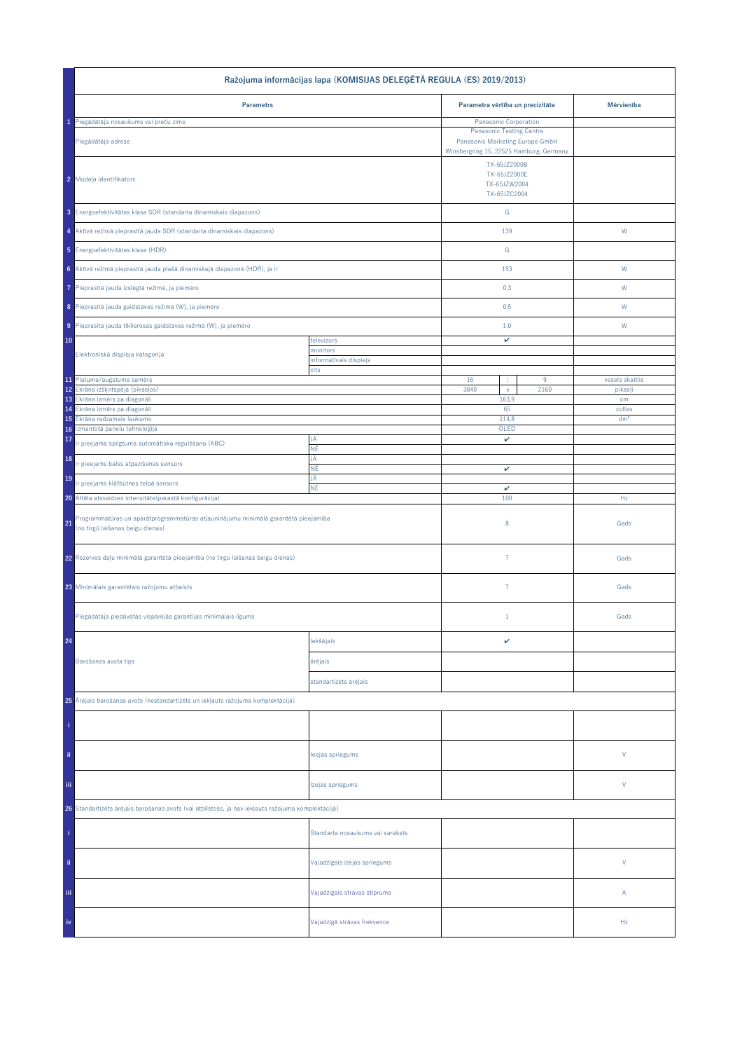| | Ražojuma informācijas lapa (KOMISIJAS DELEĢĒTĀ REGULA (ES) 2019/2013) | | | | | |
|---|---|---|---|---|---|---|
| | **Parametrs** | | **Parametra vērtība un precizitāte** | | | **Mērvienība** |
| 1 | Piegādātāja nosaukums vai preču zīme | | Panasonic Corporation | | | |
| | Piegādātāja adrese | | Panasonic Testing Centre<br>Panasonic Marketing Europe GmbH<br>Winsbergring 15, 22525 Hamburg, Germany | | | |
| 2 | Modeļa identifikators | | TX-65JZ2000B<br>TX-65JZ2000E<br>TX-65JZW2004<br>TX-65JZC2004 | | | |
| 3 | Energoefektivitātes klase SDR (standarta dinamiskais diapazons) | | G | | | |
| 4 | Aktīvā režīmā pieprasītā jauda SDR (standarta dinamiskais diapazons) | | 139 | | | W |
| 5 | Energoefektivitātes klase (HDR) | | G | | | |
| 6 | Aktīvā režīmā pieprasītā jauda plašā dinamiskajā diapazonā (HDR), ja ir | | 153 | | | W |
| 7 | Pieprasītā jauda izslēgtā režīmā, ja piemēro | | 0,3 | | | W |
| 8 | Pieprasītā jauda gaidstāves režīmā (W), ja piemēro | | 0,5 | | | W |
| 9 | Pieprasītā jauda tīklierosas gaidstāves režīmā (W), ja piemēro | | 1,0 | | | W |
| 10 | Elektroniskā displeja kategorija | televizors | ✔ | | | |
| | | monitors | | | | |
| | | informatīvais displejs | | | | |
| | | cits | | | | |
| 11 | Platuma/augstuma samērs | | 16 | : | 9 | vesels skaitlis |
| 12 | Ekrāna izšķirtspēja (pikseļos) | | 3840 | x | 2160 | pikseļi |
| 13 | Ekrāna izmērs pa diagonāli | | 163,9 | | | cm |
| 14 | Ekrāna izmērs pa diagonāli | | 65 | | | collas |
| 15 | Ekrāna redzamais laukums | | 114,8 | | | dm² |
| 16 | Izmantotā paneļu tehnoloģija | | OLED | | | |
| 17 | Ir pieejama spilgtuma automātiska regulēšana (ABC) | JĀ | ✔ | | | |
| | | NĒ | | | | |
| 18 | Ir pieejams balss atpazīšanas sensors | JĀ | | | | |
| | | NĒ | ✔ | | | |
| 19 | Ir pieejams klātbūtnes telpā sensors | JĀ | | | | |
| | | NĒ | ✔ | | | |
| 20 | Attēla atsvaidzes intensitāte(parastā konfigurācija) | | 100 | | | Hz |
| 21 | Programmatūras un aparātprogrammatūras atjauninājumu minimālā garantētā pieejamība (no tirgū laišanas beigu dienas) | | 8 | | | Gads |
| 22 | Rezerves daļu minimālā garantētā pieejamība (no tirgū laišanas beigu dienas) | | 7 | | | Gads |
| 23 | Minimālais garantētais ražojumu atbalsts | | 7 | | | Gads |
| | Piegādātāja piedāvātās vispārējās garantijas minimālais ilgums | | 1 | | | Gads |
| 24 | Barošanas avota tips | Iekšējais | ✔ | | | |
| | | ārējais | | | | |
| | | standartizēts ārējais | | | | |
| 25 | Ārējais barošanas avots (nestandartizēts un iekļauts ražojuma komplektācijā) | | | | | |
| i | | | | | | |
| ii | | Ieejas spriegums | | | | V |
| iii | | Izejas spriegums | | | | V |
| 26 | Standartizēts ārējais barošanas avots (vai atbilstošs, ja nav iekļauts ražojuma komplektācijā) | | | | | |
| i | | Standarta nosaukums vai saraksts | | | | |
| ii | | Vajadzīgais izejas spriegums | | | | V |
| iii | | Vajadzīgais strāvas stiprums | | | | A |
| iv | | Vajadzīgā strāvas frekvence | | | | Hz |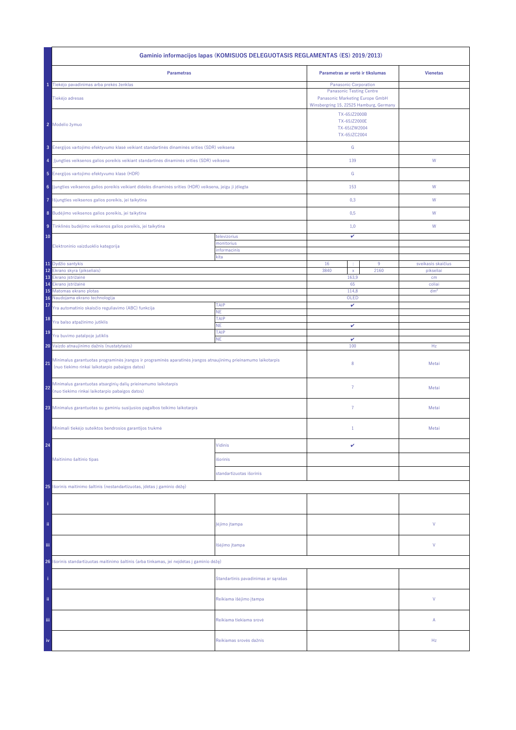| | Gaminio informacijos lapas (KOMISIJOS DELEGUOTASIS REGLAMENTAS (ES) 2019/2013) | | | | | |
|---|---|---|---|---|---|---|
| | **Parametras** | | **Parametras ar vertė ir tikslumas** | | | **Vienetas** |
| 1 | Tiekėjo pavadinimas arba prekės ženklas | | Panasonic Corporation | | | |
| | Tiekėjo adresas | | Panasonic Testing Centre<br>Panasonic Marketing Europe GmbH<br>Winsbergring 15, 22525 Hamburg, Germany | | | |
| 2 | Modelio žymuo | | TX-65JZ2000B<br>TX-65JZ2000E<br>TX-65JZW2004<br>TX-65JZC2004 | | | |
| 3 | Energijos vartojimo efektyvumo klasė veikiant standartinės dinaminės srities (SDR) veiksena | | G | | | |
| 4 | Įjungties veiksenos galios poreikis veikiant standartinės dinaminės srities (SDR) veiksena | | 139 | | | W |
| 5 | Energijos vartojimo efektyvumo klasė (HDR) | | G | | | |
| 6 | Įjungties veiksenos galios poreikis veikiant didelės dinaminės srities (HDR) veiksena, jeigu ji įdiegta | | 153 | | | W |
| 7 | Išjungties veiksenos galios poreikis, jei taikytina | | 0,3 | | | W |
| 8 | Budėjimo veiksenos galios poreikis, jei taikytina | | 0,5 | | | W |
| 9 | Tinklinės budėjimo veiksenos galios poreikis, jei taikytina | | 1,0 | | | W |
| 10 | Elektroninio vaizduoklio kategorija | televizorius | ✔ | | | |
| | | monitorius | | | | |
| | | informacinis | | | | |
| | | kita | | | | |
| 11 | Dydžio santykis | | 16 | : | 9 | sveikasis skaičius |
| 12 | Ekrano skyra (pikseliais) | | 3840 | x | 2160 | pikseliai |
| 13 | Ekrano įstrižainė | | 163,9 | | | cm |
| 14 | Ekrano įstrižainė | | 65 | | | coliai |
| 15 | Matomas ekrano plotas | | 114,8 | | | dm² |
| 16 | Naudojama ekrano technologija | | OLED | | | |
| 17 | Yra automatinio skaisčio reguliavimo (ABC) funkcija | TAIP | ✔ | | | |
| | | NE | | | | |
| 18 | Yra balso atpažinimo jutiklis | TAIP | | | | |
| | | NE | ✔ | | | |
| 19 | Yra buvimo patalpoje jutiklis | TAIP | | | | |
| | | NE | ✔ | | | |
| 20 | Vaizdo atnaujinimo dažnis (nustatytasis) | | 100 | | | Hz |
| 21 | Minimalus garantuotas programinės įrangos ir programinės aparatinės įrangos atnaujinimų prieinamumo laikotarpis (nuo tiekimo rinkai laikotarpio pabaigos datos) | | 8 | | | Metai |
| 22 | Minimalus garantuotas atsarginių dalių prieinamumo laikotarpis (nuo tiekimo rinkai laikotarpio pabaigos datos) | | 7 | | | Metai |
| 23 | Minimalus garantuotas su gaminiu susijusios pagalbos teikimo laikotarpis | | 7 | | | Metai |
| | Minimali tiekėjo suteiktos bendrosios garantijos trukmė | | 1 | | | Metai |
| 24 | Maitinimo šaltinio tipas | Vidinis | ✔ | | | |
| | | išorinis | | | | |
| | | standartizuotas išorinis | | | | |
| 25 | Išorinis maitinimo šaltinis (nestandartizuotas, įdėtas į gaminio dėžę) | | | | | |
| i | | | | | | |
| ii | | Įėjimo įtampa | | | | V |
| iii | | Išėjimo įtampa | | | | V |
| 26 | Išorinis standartizuotas maitinimo šaltinis (arba tinkamas, jei neįdėtas į gaminio dėžę) | | | | | |
| i | | Standartinis pavadinimas ar sąrašas | | | | |
| ii | | Reikiama išėjimo įtampa | | | | V |
| iii | | Reikiama tiekiama srovė | | | | A |
| iv | | Reikiamas srovės dažnis | | | | Hz |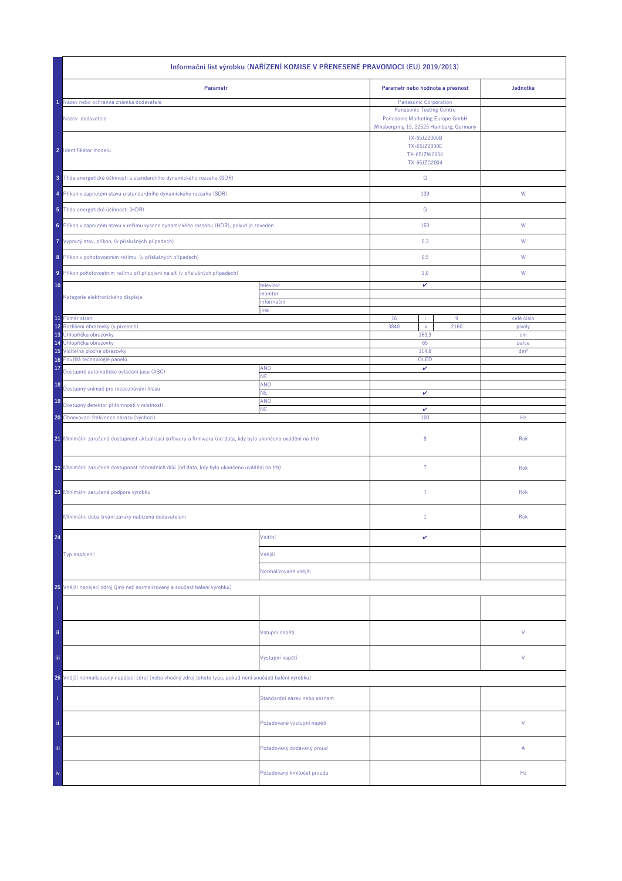| | Informační list výrobku (NAŘÍZENÍ KOMISE V PŘENESENÉ PRAVOMOCI (EU) 2019/2013) | | | | | |
|---|---|---|---|---|---|---|
| | **Parametr** | | **Parametr nebo hodnota a přesnost** | | | **Jednotka** |
| 1 | Název nebo ochranná známka dodavatele | | Panasonic Corporation | | | |
| | Název dodavatele | | Panasonic Testing Centre<br>Panasonic Marketing Europe GmbH<br>Winsbergring 15, 22525 Hamburg, Germany | | | |
| 2 | Identifikátor modelu | | TX-65JZ2000B<br>TX-65JZ2000E<br>TX-65JZW2004<br>TX-65JZC2004 | | | |
| 3 | Třída energetické účinnosti u standardního dynamického rozsahu (SDR) | | G | | | |
| 4 | Příkon v zapnutém stavu u standardního dynamického rozsahu (SDR) | | 139 | | | W |
| 5 | Třída energetické účinnosti (HDR) | | G | | | |
| 6 | Příkon v zapnutém stavu v režimu vysoce dynamického rozsahu (HDR), pokud je zaveden | | 153 | | | W |
| 7 | Vypnutý stav, příkon, (v příslušných případech) | | 0,3 | | | W |
| 8 | Příkon v pohotovostním režimu, (v příslušných případech) | | 0,5 | | | W |
| 9 | Příkon pohotovostním režimu při připojení na síť (v příslušných případech) | | 1,0 | | | W |
| 10 | Kategorie elektronického displeje | televizor | ✔ | | | |
| | | monitor | | | | |
| | | informační | | | | |
| | | jiné | | | | |
| 11 | Poměr stran | | 16 | : | 9 | celé číslo |
| 12 | Rozlišení obrazovky (v pixelech) | | 3840 | x | 2160 | pixely |
| 13 | Úhlopříčka obrazovky | | 163,9 | | | cm |
| 14 | Úhlopříčka obrazovky | | 65 | | | palce |
| 15 | Viditelná plocha obrazovky | | 114,8 | | | dm² |
| 16 | Použitá technologie panelů | | OLED | | | |
| 17 | Dostupné automatické ovládání jasu (ABC) | ANO | ✔ | | | |
| | | NE | | | | |
| 18 | Dostupný snímač pro rozpoznávání hlasu | ANO | | | | |
| | | NE | ✔ | | | |
| 19 | Dostupný detektor přítomnosti v místnosti | ANO | | | | |
| | | NE | ✔ | | | |
| 20 | Obnovovací frekvence obrazu (výchozí) | | 100 | | | Hz |
| 21 | Minimální zaručená dostupnost aktualizací softwaru a firmwaru (od data, kdy bylo ukončeno uvádění na trh) | | 8 | | | Rok |
| 22 | Minimální zaručená dostupnost náhradních dílů (od data, kdy bylo ukončeno uvádění na trh) | | 7 | | | Rok |
| 23 | Minimální zaručená podpora výrobku | | 7 | | | Rok |
| | Minimální doba trvání záruky nabízená dodavatelem | | 1 | | | Rok |
| 24 | Typ napájení: | Vnitřní | ✔ | | | |
| | | Vnější | | | | |
| | | Normalizované vnější | | | | |
| 25 | Vnější napájecí zdroj (jiný než normalizovaný a součást balení výrobku) | | | | | |
| i | | | | | | |
| ii | | Vstupní napětí | | | | V |
| iii | | Výstupní napětí | | | | V |
| 26 | Vnější normalizovaný napájecí zdroj (nebo vhodný zdroj tohoto typu, pokud není součástí balení výrobku) | | | | | |
| i | | Standardní název nebo seznam | | | | |
| ii | | Požadované výstupní napětí | | | | V |
| iii | | Požadovaný dodávaný proud | | | | A |
| iv | | Požadovaný kmitočet proudu | | | | Hz |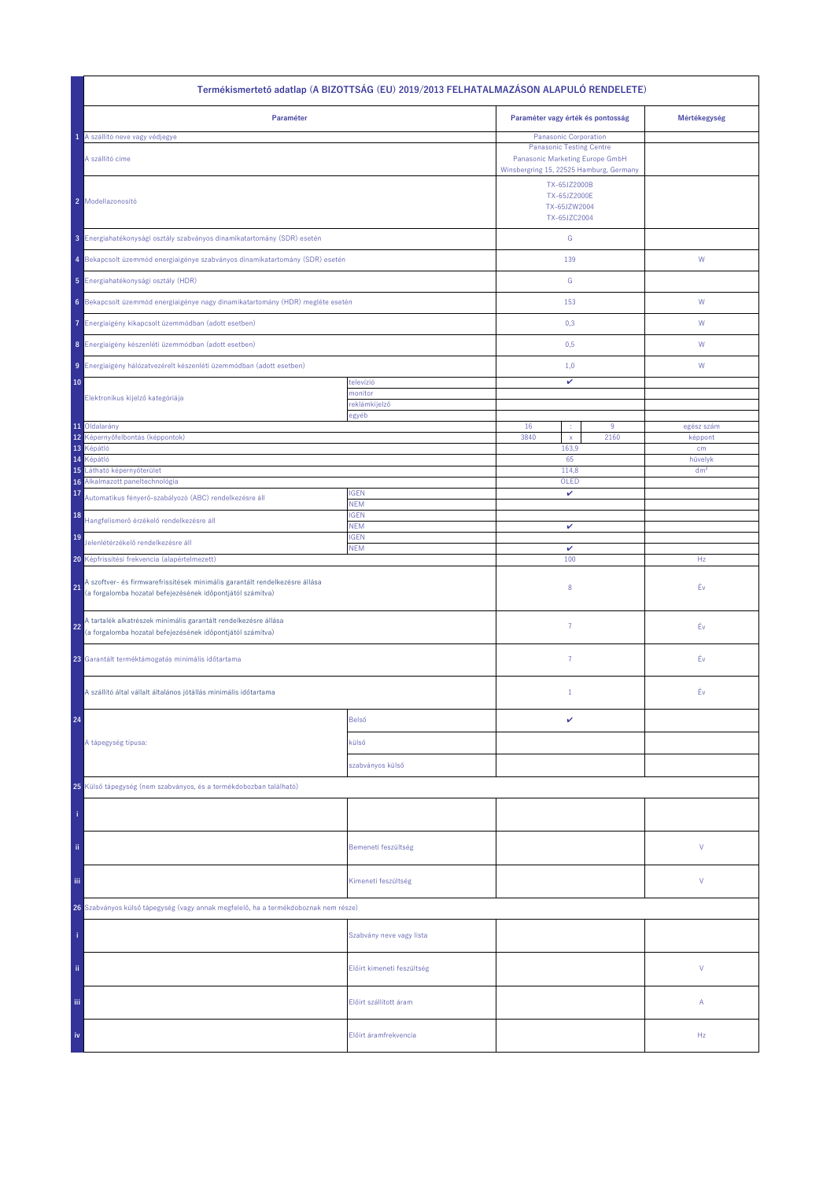| | Termékismertető adatlap (A BIZOTTSÁG (EU) 2019/2013 FELHATALMAZÁSON ALAPULÓ RENDELETE) | | | | | |
|---|---|---|---|---|---|---|
| | **Paraméter** | | **Paraméter vagy érték és pontosság** | | | **Mértékegység** |
| 1 | A szállító neve vagy védjegye | | Panasonic Corporation | | | |
| | A szállító címe | | Panasonic Testing Centre<br>Panasonic Marketing Europe GmbH<br>Winsbergring 15, 22525 Hamburg, Germany | | | |
| 2 | Modellazonosító | | TX-65JZ2000B<br>TX-65JZ2000E<br>TX-65JZW2004<br>TX-65JZC2004 | | | |
| 3 | Energiahatékonysági osztály szabványos dinamikatartomány (SDR) esetén | | G | | | |
| 4 | Bekapcsolt üzemmód energiaigénye szabványos dinamikatartomány (SDR) esetén | | 139 | | | W |
| 5 | Energiahatékonysági osztály (HDR) | | G | | | |
| 6 | Bekapcsolt üzemmód energiaigénye nagy dinamikatartomány (HDR) megléte esetén | | 153 | | | W |
| 7 | Energiaigény kikapcsolt üzemmódban (adott esetben) | | 0,3 | | | W |
| 8 | Energiaigény készenléti üzemmódban (adott esetben) | | 0,5 | | | W |
| 9 | Energiaigény hálózatvezérelt készenléti üzemmódban (adott esetben) | | 1,0 | | | W |
| 10 | Elektronikus kijelző kategóriája | televízió | ✔ | | | |
| | | monitor | | | | |
| | | reklámkijelző | | | | |
| | | egyéb | | | | |
| 11 | Oldalarány | | 16 | : | 9 | egész szám |
| 12 | Képernyőfelbontás (képpontok) | | 3840 | x | 2160 | képpont |
| 13 | Képátló | | 163,9 | | | cm |
| 14 | Képátló | | 65 | | | hüvelyk |
| 15 | Látható képernyőterület | | 114,8 | | | dm² |
| 16 | Alkalmazott paneltechnológia | | OLED | | | |
| 17 | Automatikus fényerő-szabályozó (ABC) rendelkezésre áll | IGEN | ✔ | | | |
| | | NEM | | | | |
| 18 | Hangfelismerő érzékelő rendelkezésre áll | IGEN | | | | |
| | | NEM | ✔ | | | |
| 19 | Jelenlétérzékelő rendelkezésre áll | IGEN | | | | |
| | | NEM | ✔ | | | |
| 20 | Képfrissítési frekvencia (alapértelmezett) | | 100 | | | Hz |
| 21 | A szoftver- és firmwarefrissítések minimális garantált rendelkezésre állása<br>(a forgalomba hozatal befejezésének időpontjától számítva) | | 8 | | | Év |
| 22 | A tartalék alkatrészek minimális garantált rendelkezésre állása<br>(a forgalomba hozatal befejezésének időpontjától számítva) | | 7 | | | Év |
| 23 | Garantált terméktámogatás minimális időtartama | | 7 | | | Év |
| | A szállító által vállalt általános jótállás minimális időtartama | | 1 | | | Év |
| 24 | A tápegység típusa: | Belső | ✔ | | | |
| | | külső | | | | |
| | | szabványos külső | | | | |
| 25 | Külső tápegység (nem szabványos, és a termékdobozban található) | | | | | |
| i | | | | | | |
| ii | | Bemeneti feszültség | | | | V |
| iii | | Kimeneti feszültség | | | | V |
| 26 | Szabványos külső tápegység (vagy annak megfelelő, ha a termékdoboznak nem része) | | | | | |
| i | | Szabvány neve vagy lista | | | | |
| ii | | Előírt kimeneti feszültség | | | | V |
| iii | | Előírt szállított áram | | | | A |
| iv | | Előírt áramfrekvencia | | | | Hz |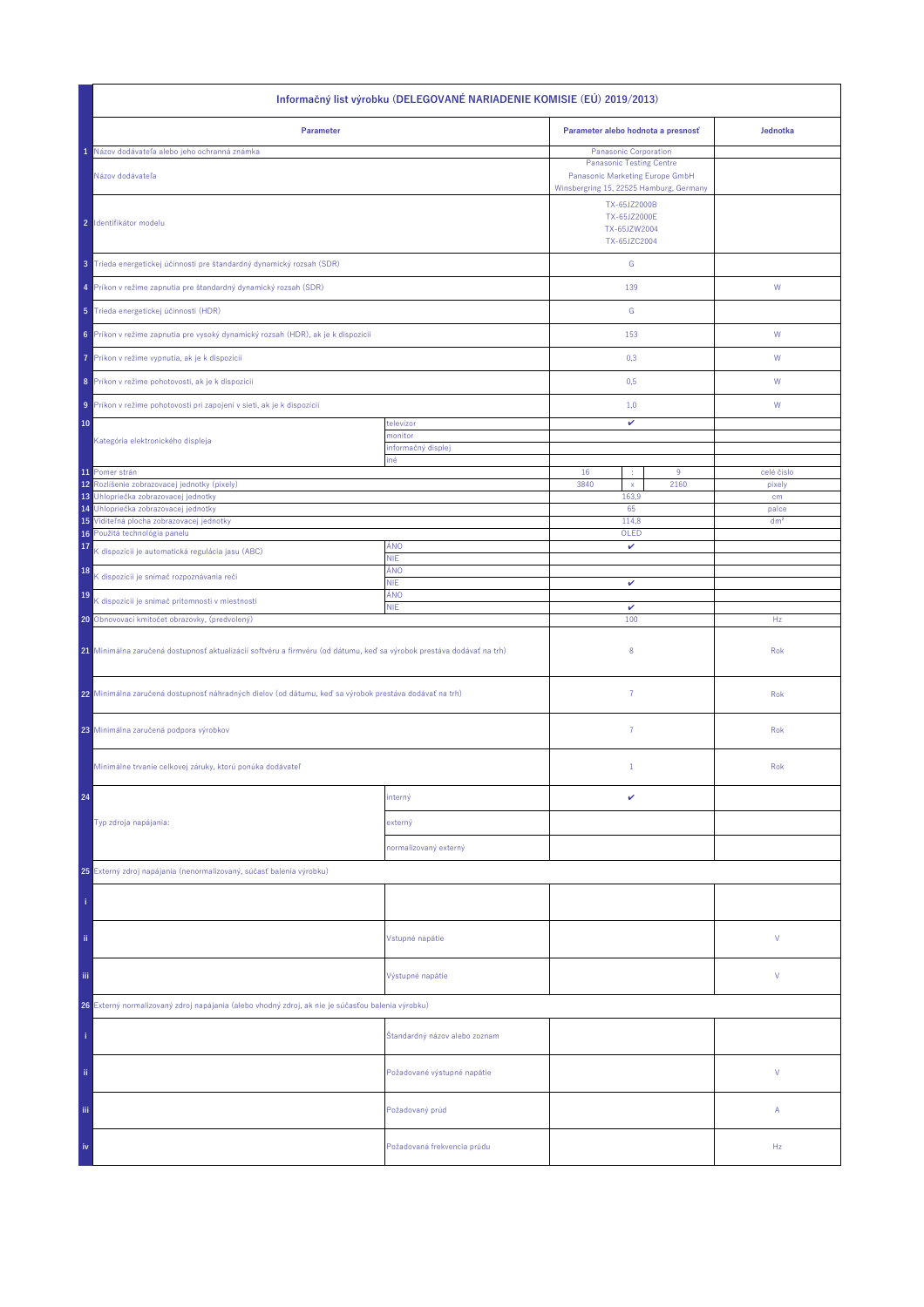# Informačný list výrobku (DELEGOVANÉ NARIADENIE KOMISIE (EÚ) 2019/2013)

| | Parameter | | Parameter alebo hodnota a presnosť | | | Jednotka |
|---|---|---|---|---|---|---|
| 1 | Názov dodávateľa alebo jeho ochranná známka | | Panasonic Corporation | | | |
| | Názov dodávateľa | | Panasonic Testing Centre<br>Panasonic Marketing Europe GmbH<br>Winsbergring 15, 22525 Hamburg, Germany | | | |
| 2 | Identifikátor modelu | | TX-65JZ2000B<br>TX-65JZ2000E<br>TX-65JZW2004<br>TX-65JZC2004 | | | |
| 3 | Trieda energetickej účinnosti pre štandardný dynamický rozsah (SDR) | | G | | | |
| 4 | Príkon v režime zapnutia pre štandardný dynamický rozsah (SDR) | | 139 | | | W |
| 5 | Trieda energetickej účinnosti (HDR) | | G | | | |
| 6 | Príkon v režime zapnutia pre vysoký dynamický rozsah (HDR), ak je k dispozícii | | 153 | | | W |
| 7 | Príkon v režime vypnutia, ak je k dispozícii | | 0,3 | | | W |
| 8 | Príkon v režime pohotovosti, ak je k dispozícii | | 0,5 | | | W |
| 9 | Príkon v režime pohotovosti pri zapojení v sieti, ak je k dispozícii | | 1,0 | | | W |
| 10 | Kategória elektronického displeja | televízor | ✔ | | | |
| | | monitor | | | | |
| | | informačný displej | | | | |
| | | iné | | | | |
| 11 | Pomer strán | | 16 | : | 9 | celé číslo |
| 12 | Rozlíšenie zobrazovacej jednotky (pixely) | | 3840 | x | 2160 | pixely |
| 13 | Uhlopriečka zobrazovacej jednotky | | 163,9 | | | cm |
| 14 | Uhlopriečka zobrazovacej jednotky | | 65 | | | palce |
| 15 | Viditeľná plocha zobrazovacej jednotky | | 114,8 | | | dm² |
| 16 | Použitá technológia panelu | | OLED | | | |
| 17 | K dispozícii je automatická regulácia jasu (ABC) | ÁNO | ✔ | | | |
| | | NIE | | | | |
| 18 | K dispozícii je snímač rozpoznávania reči | ÁNO | | | | |
| | | NIE | ✔ | | | |
| 19 | K dispozícii je snímač prítomnosti v miestnosti | ÁNO | | | | |
| | | NIE | ✔ | | | |
| 20 | Obnovovací kmitočet obrazovky, (predvolený) | | 100 | | | Hz |
| 21 | Minimálna zaručená dostupnosť aktualizácií softvéru a firmvéru (od dátumu, keď sa výrobok prestáva dodávať na trh) | | 8 | | | Rok |
| 22 | Minimálna zaručená dostupnosť náhradných dielov (od dátumu, keď sa výrobok prestáva dodávať na trh) | | 7 | | | Rok |
| 23 | Minimálna zaručená podpora výrobkov | | 7 | | | Rok |
| | Minimálne trvanie celkovej záruky, ktorú ponúka dodávateľ | | 1 | | | Rok |
| 24 | Typ zdroja napájania: | interný | ✔ | | | |
| | | externý | | | | |
| | | normalizovaný externý | | | | |
| 25 | Externý zdroj napájania (nenormalizovaný, súčasť balenia výrobku) | | | | | |
| i | | | | | | |
| ii | | Vstupné napätie | | | | V |
| iii | | Výstupné napätie | | | | V |
| 26 | Externý normalizovaný zdroj napájania (alebo vhodný zdroj), ak nie je súčasťou balenia výrobku) | | | | | |
| i | | Štandardný názov alebo zoznam | | | | |
| ii | | Požadované výstupné napätie | | | | V |
| iii | | Požadovaný prúd | | | | A |
| iv | | Požadovaná frekvencia prúdu | | | | Hz |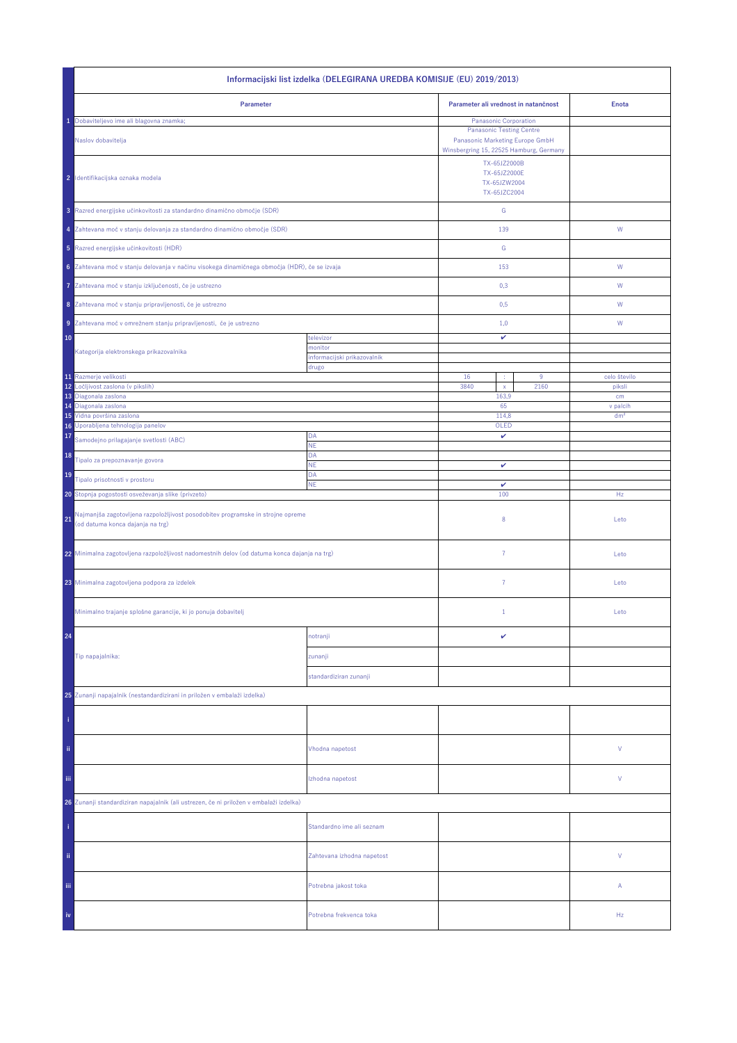| | Informacijski list izdelka (DELEGIRANA UREDBA KOMISIJE (EU) 2019/2013) | | | | | |
|---|---|---|---|---|---|---|
| | **Parameter** | | **Parameter ali vrednost in natančnost** | | | **Enota** |
| 1 | Dobaviteljevo ime ali blagovna znamka: | | Panasonic Corporation | | | |
| | Naslov dobavitelja | | Panasonic Testing Centre<br>Panasonic Marketing Europe GmbH<br>Winsbergring 15, 22525 Hamburg, Germany | | | |
| 2 | Identifikacijska oznaka modela | | TX-65JZ2000B<br>TX-65JZ2000E<br>TX-65JZW2004<br>TX-65JZC2004 | | | |
| 3 | Razred energijske učinkovitosti za standardno dinamično območje (SDR) | | G | | | |
| 4 | Zahtevana moč v stanju delovanja za standardno dinamično območje (SDR) | | 139 | | | W |
| 5 | Razred energijske učinkovitosti (HDR) | | G | | | |
| 6 | Zahtevana moč v stanju delovanja v načinu visokega dinamičnega območja (HDR), če se izvaja | | 153 | | | W |
| 7 | Zahtevana moč v stanju izključenosti, če je ustrezno | | 0,3 | | | W |
| 8 | Zahtevana moč v stanju pripravljenosti, če je ustrezno | | 0,5 | | | W |
| 9 | Zahtevana moč v omrežnem stanju pripravljenosti, če je ustrezno | | 1,0 | | | W |
| 10 | Kategorija elektronskega prikazovalnika | televizor | ✔ | | | |
| | | monitor | | | | |
| | | informacijski prikazovalnik | | | | |
| | | drugo | | | | |
| 11 | Razmerje velikosti | | 16 | : | 9 | celo število |
| 12 | Ločljivost zaslona (v pikslih) | | 3840 | x | 2160 | piksli |
| 13 | Diagonala zaslona | | 163,9 | | | cm |
| 14 | Diagonala zaslona | | 65 | | | v palcih |
| 15 | Vidna površina zaslona | | 114,8 | | | dm² |
| 16 | Uporabljena tehnologija panelov | | OLED | | | |
| 17 | Samodejno prilagajanje svetlosti (ABC) | DA | ✔ | | | |
| | | NE | | | | |
| 18 | Tipalo za prepoznavanje govora | DA | | | | |
| | | NE | ✔ | | | |
| 19 | Tipalo prisotnosti v prostoru | DA | | | | |
| | | NE | ✔ | | | |
| 20 | Stopnja pogostosti osveževanja slike (privzeto) | | 100 | | | Hz |
| 21 | Najmanjša zagotovljena razpoložljivost posodobitev programske in strojne opreme (od datuma konca dajanja na trg) | | 8 | | | Leto |
| 22 | Minimalna zagotovljena razpoložljivost nadomestnih delov (od datuma konca dajanja na trg) | | 7 | | | Leto |
| 23 | Minimalna zagotovljena podpora za izdelek | | 7 | | | Leto |
| | Minimalno trajanje splošne garancije, ki jo ponuja dobavitelj | | 1 | | | Leto |
| 24 | Tip napajalnika: | notranji | ✔ | | | |
| | | zunanji | | | | |
| | | standardiziran zunanji | | | | |
| 25 | Zunanji napajalnik (nestandardizirani in priložen v embalaži izdelka) | | | | | |
| i | | | | | | |
| ii | | Vhodna napetost | | | | V |
| iii | | Izhodna napetost | | | | V |
| 26 | Zunanji standardiziran napajalnik (ali ustrezen, če ni priložen v embalaži izdelka) | | | | | |
| i | | Standardno ime ali seznam | | | | |
| ii | | Zahtevana izhodna napetost | | | | V |
| iii | | Potrebna jakost toka | | | | A |
| iv | | Potrebna frekvenca toka | | | | Hz |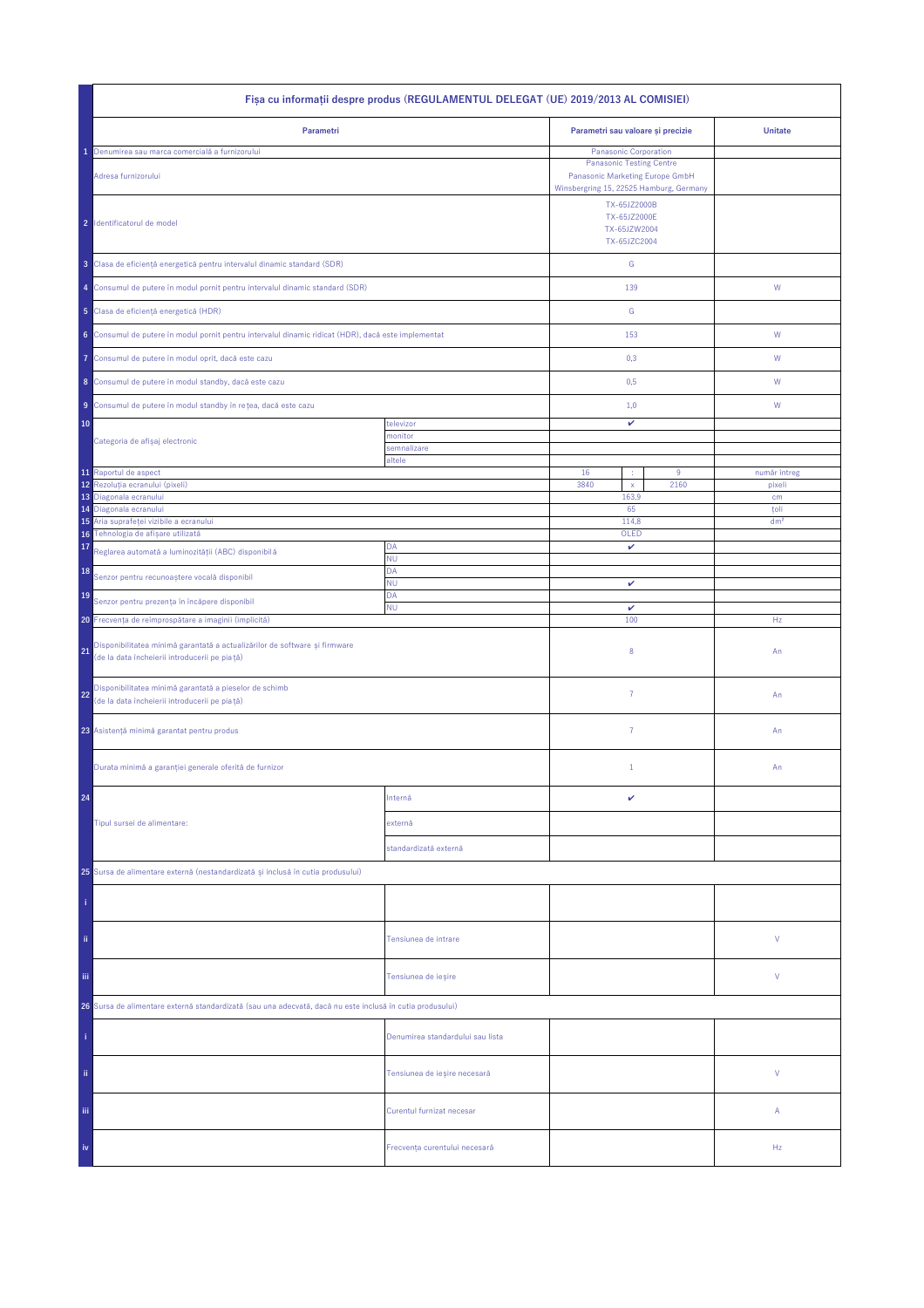| | Fișa cu informații despre produs (REGULAMENTUL DELEGAT (UE) 2019/2013 AL COMISIEI) | | | | | |
|---|---|---|---|---|---|---|
| | **Parametri** | | **Parametri sau valoare și precizie** | | | **Unitate** |
| 1 | Denumirea sau marca comercială a furnizorului | | Panasonic Corporation | | | |
| | Adresa furnizorului | | Panasonic Testing Centre<br>Panasonic Marketing Europe GmbH<br>Winsbergring 15, 22525 Hamburg, Germany | | | |
| 2 | Identificatorul de model | | TX-65JZ2000B<br>TX-65JZ2000E<br>TX-65JZW2004<br>TX-65JZC2004 | | | |
| 3 | Clasa de eficiență energetică pentru intervalul dinamic standard (SDR) | | G | | | |
| 4 | Consumul de putere în modul pornit pentru intervalul dinamic standard (SDR) | | 139 | | | W |
| 5 | Clasa de eficiență energetică (HDR) | | G | | | |
| 6 | Consumul de putere în modul pornit pentru intervalul dinamic ridicat (HDR), dacă este implementat | | 153 | | | W |
| 7 | Consumul de putere în modul oprit, dacă este cazu | | 0,3 | | | W |
| 8 | Consumul de putere în modul standby, dacă este cazu | | 0,5 | | | W |
| 9 | Consumul de putere în modul standby în rețea, dacă este cazu | | 1,0 | | | W |
| 10 | Categoria de afișaj electronic | televizor | ✔ | | | |
| | | monitor | | | | |
| | | semnalizare | | | | |
| | | altele | | | | |
| 11 | Raportul de aspect | | 16 | : | 9 | număr întreg |
| 12 | Rezoluția ecranului (pixeli) | | 3840 | x | 2160 | pixeli |
| 13 | Diagonala ecranului | | 163,9 | | | cm |
| 14 | Diagonala ecranului | | 65 | | | toli |
| 15 | Aria suprafeței vizibile a ecranului | | 114,8 | | | dm² |
| 16 | Tehnologia de afișare utilizată | | OLED | | | |
| 17 | Reglarea automată a luminozității (ABC) disponibilă | DA | ✔ | | | |
| | | NU | | | | |
| 18 | Senzor pentru recunoaștere vocală disponibil | DA | | | | |
| | | NU | ✔ | | | |
| 19 | Senzor pentru prezența în încăpere disponibil | DA | | | | |
| | | NU | ✔ | | | |
| 20 | Frecvența de reîmprospătare a imaginii (implicită) | | 100 | | | Hz |
| 21 | Disponibilitatea minimă garantată a actualizărilor de software și firmware (de la data încheierii introducerii pe piață) | | 8 | | | An |
| 22 | Disponibilitatea minimă garantată a pieselor de schimb (de la data încheierii introducerii pe piață) | | 7 | | | An |
| 23 | Asistență minimă garantat pentru produs | | 7 | | | An |
| | Durata minimă a garanției generale oferită de furnizor | | 1 | | | An |
| 24 | Tipul sursei de alimentare: | Internă | ✔ | | | |
| | | externă | | | | |
| | | standardizată externă | | | | |
| 25 | Sursa de alimentare externă (nestandardizată și inclusă în cutia produsului) | | | | | |
| i | | | | | | |
| ii | | Tensiunea de intrare | | | | V |
| iii | | Tensiunea de ieșire | | | | V |
| 26 | Sursa de alimentare externă standardizată (sau una adecvată, dacă nu este inclusă în cutia produsului) | | | | | |
| i | | Denumirea standardului sau lista | | | | |
| ii | | Tensiunea de ieșire necesară | | | | V |
| iii | | Curentul furnizat necesar | | | | A |
| iv | | Frecvența curentului necesară | | | | Hz |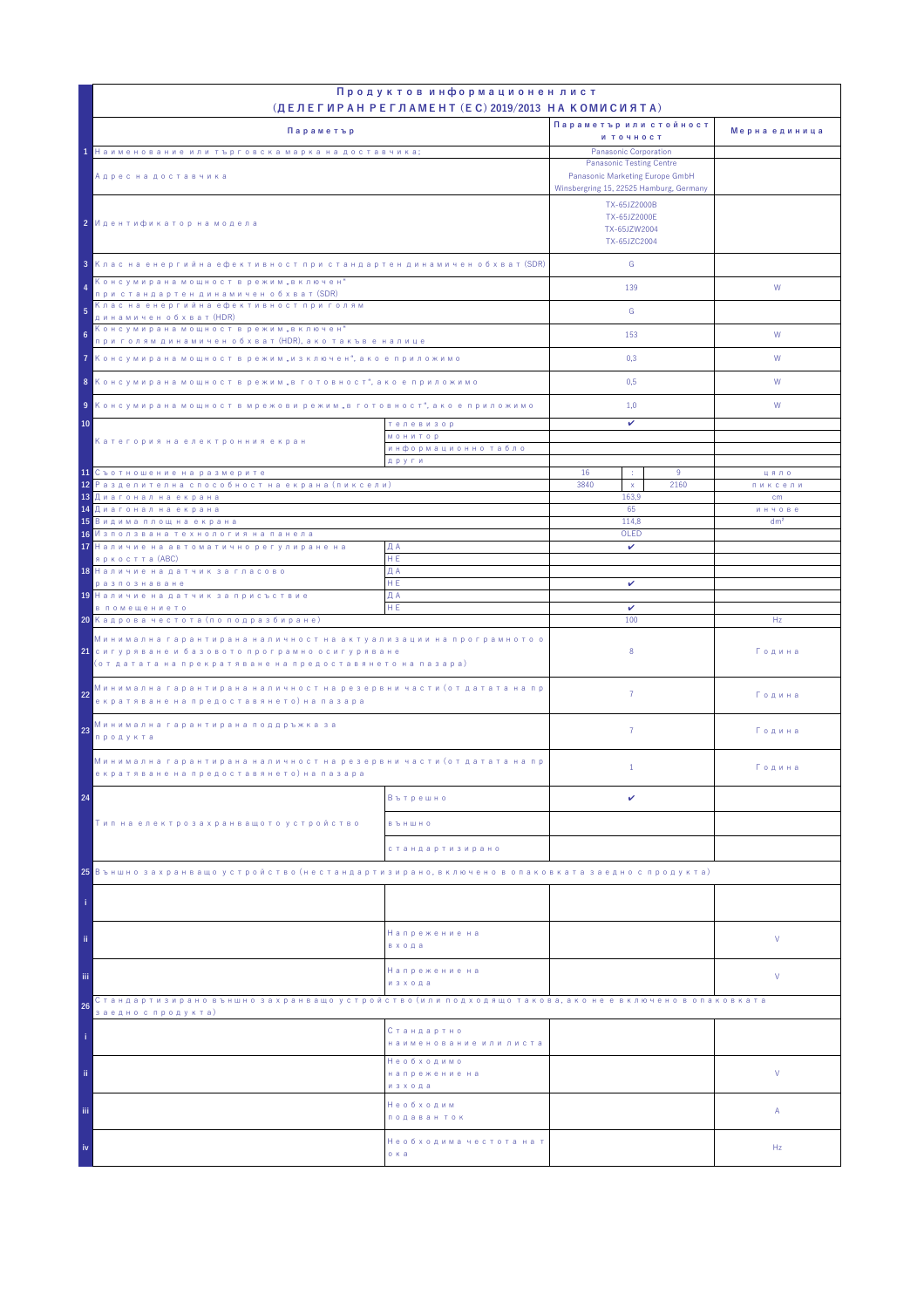# Продуктов информационен лист
## (ДЕЛЕГИРАН РЕГЛАМЕНТ (ЕС) 2019/2013 НА КОМИСИЯТА)

| | Параметър | | Параметър или стойност и точност | | | Мерна единица |
|---|---|---|---|---|---|---|
| 1 | Наименование или търговска марка на доставчика: | | Panasonic Corporation | | | |
| | Адрес на доставчика | | Panasonic Testing Centre<br>Panasonic Marketing Europe GmbH<br>Winsbergring 15, 22525 Hamburg, Germany | | | |
| 2 | Идентификатор на модела | | TX-65JZ2000B<br>TX-65JZ2000E<br>TX-65JZW2004<br>TX-65JZC2004 | | | |
| 3 | Клас на енергийна ефективност при стандартен динамичен обхват (SDR) | | G | | | |
| 4 | Консумирана мощност в режим „включен" при стандартен динамичен обхват (SDR) | | 139 | | | W |
| 5 | Клас на енергийна ефективност при голям динамичен обхват (HDR) | | G | | | |
| 6 | Консумирана мощност в режим „включен" при голям динамичен обхват (HDR), ако такъв е налице | | 153 | | | W |
| 7 | Консумирана мощност в режим „изключен", ако е приложимо | | 0,3 | | | W |
| 8 | Консумирана мощност в режим „в готовност", ако е приложимо | | 0,5 | | | W |
| 9 | Консумирана мощност в мрежови режим „в готовност", ако е приложимо | | 1,0 | | | W |
| 10 | Категория на електронния екран | телевизор | ✔ | | | |
| | | монитор | | | | |
| | | информационно табло | | | | |
| | | други | | | | |
| 11 | Съотношение на размерите | | 16 | : | 9 | цяло |
| 12 | Разделителна способност на екрана (пиксели) | | 3840 | x | 2160 | пиксели |
| 13 | Диагонал на екрана | | 163,9 | | | cm |
| 14 | Диагонал на екрана | | 65 | | | инчове |
| 15 | Видима площ на екрана | | 114,8 | | | dm² |
| 16 | Използвана технология на панела | | OLED | | | |
| 17 | Наличие на автоматично регулиране на яркостта (ABC) | ДА | ✔ | | | |
| | | НЕ | | | | |
| 18 | Наличие на датчик за гласово разпознаване | ДА | | | | |
| | | НЕ | ✔ | | | |
| 19 | Наличие на датчик за присъствие в помещението | ДА | | | | |
| | | НЕ | ✔ | | | |
| 20 | Кадрова честота (по подразбиране) | | 100 | | | Hz |
| 21 | Минимална гарантирана наличност на актуализации на програмното осигуряване и базовото програмно осигуряване (от датата на прекратяване на предоставянето на пазара) | | 8 | | | Година |
| 22 | Минимална гарантирана наличност на резервни части (от датата на прекратяване на предоставянето) на пазара | | 7 | | | Година |
| 23 | Минимална гарантирана поддръжка за продукта | | 7 | | | Година |
| | Минимална гарантирана наличност на резервни части (от датата на прекратяване на предоставянето) на пазара | | 1 | | | Година |
| 24 | Тип на електрозахранващото устройство | Вътрешно | ✔ | | | |
| | | външно | | | | |
| | | стандартизирано | | | | |
| 25 | Външно захранващо устройство (нестандартизирано, включено в опаковката заедно с продукта) | | | | | |
| i | | | | | | |
| ii | | Напрежение на входа | | | | V |
| iii | | Напрежение на изхода | | | | V |
| 26 | Стандартизирано външно захранващо устройство (или подходящо такова, ако не е включено в опаковката заедно с продукта) | | | | | |
| i | | Стандартно наименование или листа | | | | |
| ii | | Необходимо напрежение на изхода | | | | V |
| iii | | Необходим подаван ток | | | | A |
| iv | | Необходима честота на тока | | | | Hz |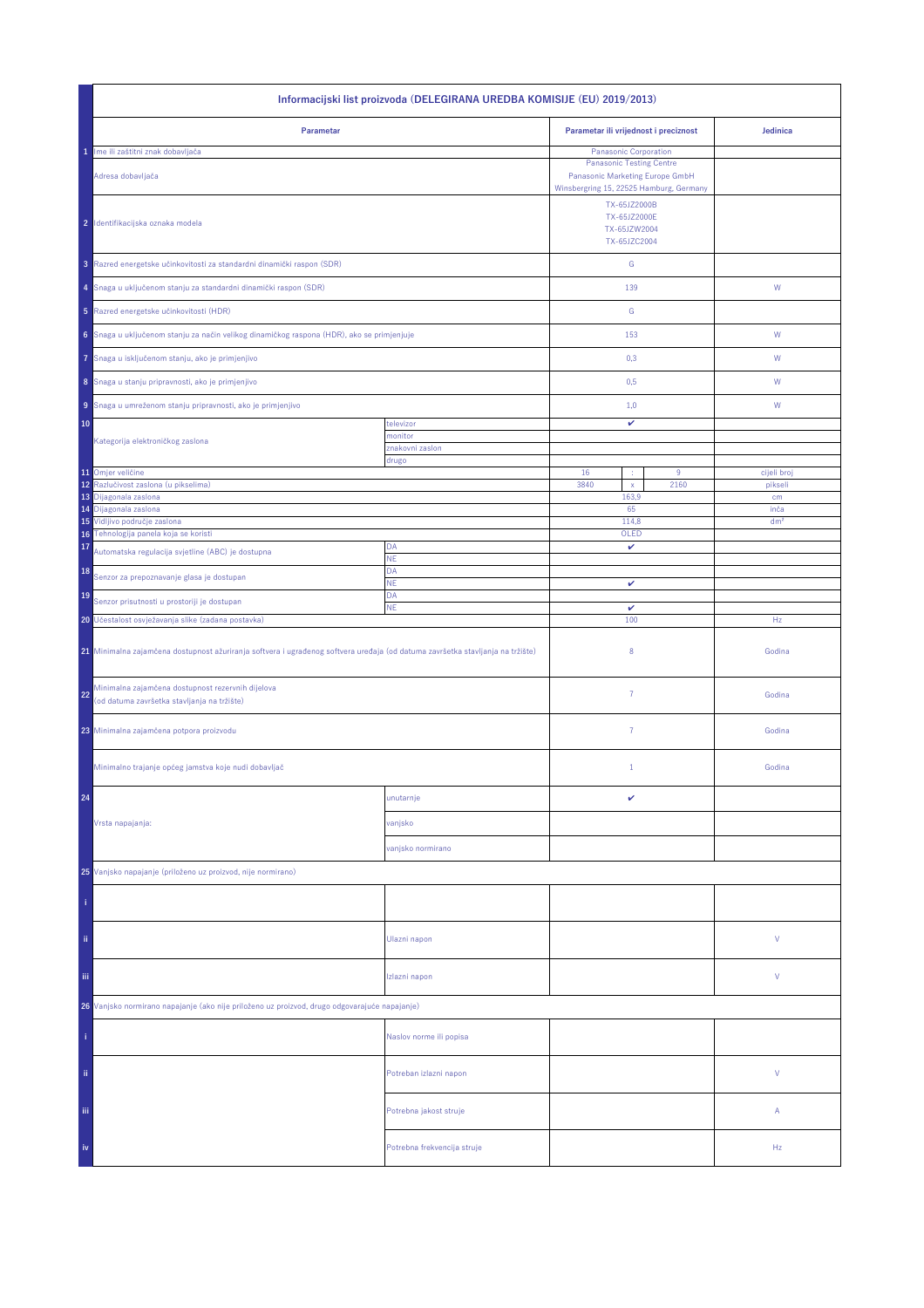| | Informacijski list proizvoda (DELEGIRANA UREDBA KOMISIJE (EU) 2019/2013) | | | | | |
|---|---|---|---|---|---|---|
| | **Parametar** | | **Parametar ili vrijednost i preciznost** | | | **Jedinica** |
| 1 | Ime ili zaštitni znak dobavljača | | Panasonic Corporation | | | |
| | Adresa dobavljača | | Panasonic Testing Centre<br>Panasonic Marketing Europe GmbH<br>Winsbergring 15, 22525 Hamburg, Germany | | | |
| 2 | Identifikacijska oznaka modela | | TX-65JZ2000B<br>TX-65JZ2000E<br>TX-65JZW2004<br>TX-65JZC2004 | | | |
| 3 | Razred energetske učinkovitosti za standardni dinamički raspon (SDR) | | G | | | |
| 4 | Snaga u uključenom stanju za standardni dinamički raspon (SDR) | | 139 | | | W |
| 5 | Razred energetske učinkovitosti (HDR) | | G | | | |
| 6 | Snaga u uključenom stanju za način velikog dinamičkog raspona (HDR), ako se primjenjuje | | 153 | | | W |
| 7 | Snaga u isključenom stanju, ako je primjenjivo | | 0,3 | | | W |
| 8 | Snaga u stanju pripravnosti, ako je primjenjivo | | 0,5 | | | W |
| 9 | Snaga u umreženom stanju pripravnosti, ako je primjenjivo | | 1,0 | | | W |
| 10 | Kategorija elektroničkog zaslona | televizor | ✔ | | | |
| | | monitor | | | | |
| | | znakovni zaslon | | | | |
| | | drugo | | | | |
| 11 | Omjer veličine | | 16 | : | 9 | cijeli broj |
| 12 | Razlučivost zaslona (u pikselima) | | 3840 | x | 2160 | pikseli |
| 13 | Dijagonala zaslona | | 163,9 | | | cm |
| 14 | Dijagonala zaslona | | 65 | | | inča |
| 15 | Vidljivo područje zaslona | | 114,8 | | | dm² |
| 16 | Tehnologija panela koja se koristi | | OLED | | | |
| 17 | Automatska regulacija svjetline (ABC) je dostupna | DA | ✔ | | | |
| | | NE | | | | |
| 18 | Senzor za prepoznavanje glasa je dostupan | DA | | | | |
| | | NE | ✔ | | | |
| 19 | Senzor prisutnosti u prostoriji je dostupan | DA | | | | |
| | | NE | ✔ | | | |
| 20 | Učestalost osvježavanja slike (zadana postavka) | | 100 | | | Hz |
| 21 | Minimalna zajamčena dostupnost ažuriranja softvera i ugrađenog softvera uređaja (od datuma završetka stavljanja na tržište) | | 8 | | | Godina |
| 22 | Minimalna zajamčena dostupnost rezervnih dijelova (od datuma završetka stavljanja na tržište) | | 7 | | | Godina |
| 23 | Minimalna zajamčena potpora proizvodu | | 7 | | | Godina |
| | Minimalno trajanje općeg jamstva koje nudi dobavljač | | 1 | | | Godina |
| 24 | Vrsta napajanja: | unutarnje | ✔ | | | |
| | | vanjsko | | | | |
| | | vanjsko normirano | | | | |
| 25 | Vanjsko napajanje (priloženo uz proizvod, nije normirano) | | | | | |
| i | | | | | | |
| ii | | Ulazni napon | | | | V |
| iii | | Izlazni napon | | | | V |
| 26 | Vanjsko normirano napajanje (ako nije priloženo uz proizvod, drugo odgovarajuće napajanje) | | | | | |
| i | | Naslov norme ili popisa | | | | |
| ii | | Potreban izlazni napon | | | | V |
| iii | | Potrebna jakost struje | | | | A |
| iv | | Potrebna frekvencija struje | | | | Hz |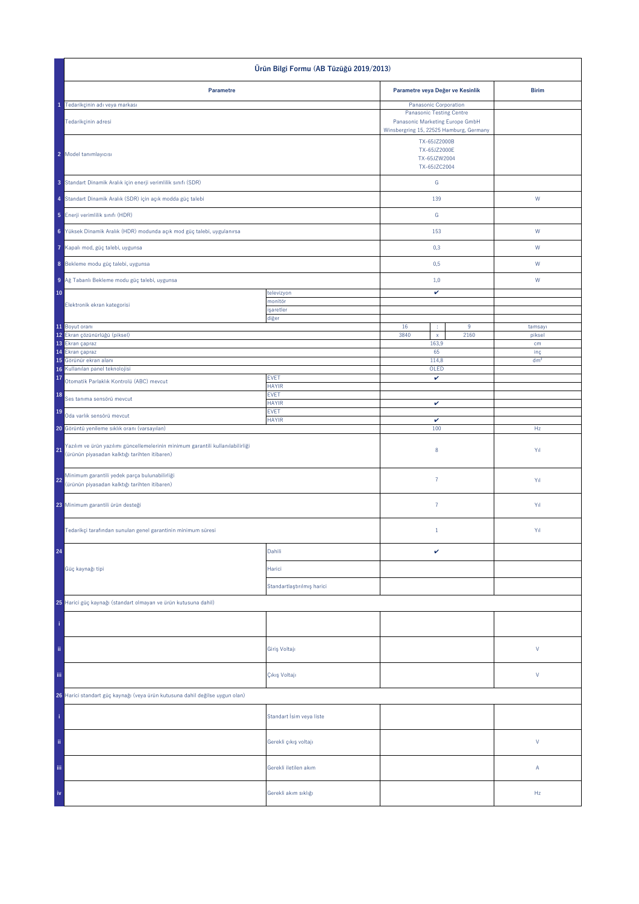| | Ürün Bilgi Formu (AB Tüzüğü 2019/2013) | | | | | |
|---|---|---|---|---|---|---|
| | **Parametre** | | **Parametre veya Değer ve Kesinlik** | | | **Birim** |
| 1 | Tedarikçinin adı veya markası | | Panasonic Corporation | | | |
| | Tedarikçinin adresi | | Panasonic Testing Centre<br>Panasonic Marketing Europe GmbH<br>Winsbergring 15, 22525 Hamburg, Germany | | | |
| 2 | Model tanımlayıcısı | | TX-65JZ2000B<br>TX-65JZ2000E<br>TX-65JZW2004<br>TX-65JZC2004 | | | |
| 3 | Standart Dinamik Aralık için enerji verimlilik sınıfı (SDR) | | G | | | |
| 4 | Standart Dinamik Aralık (SDR) için açık modda güç talebi | | 139 | | | W |
| 5 | Enerji verimlilik sınıfı (HDR) | | G | | | |
| 6 | Yüksek Dinamik Aralık (HDR) modunda açık mod güç talebi, uygulanırsa | | 153 | | | W |
| 7 | Kapalı mod, güç talebi, uygunsa | | 0,3 | | | W |
| 8 | Bekleme modu güç talebi, uygunsa | | 0,5 | | | W |
| 9 | Ağ Tabanlı Bekleme modu güç talebi, uygunsa | | 1,0 | | | W |
| 10 | Elektronik ekran kategorisi | televizyon | ✔ | | | |
| | | monitör | | | | |
| | | işaretler | | | | |
| | | diğer | | | | |
| 11 | Boyut oranı | | 16 | : | 9 | tamsayı |
| 12 | Ekran çözünürlüğü (piksel) | | 3840 | x | 2160 | piksel |
| 13 | Ekran çapraz | | 163,9 | | | cm |
| 14 | Ekran çapraz | | 65 | | | inç |
| 15 | Görünür ekran alanı | | 114,8 | | | dm² |
| 16 | Kullanılan panel teknolojisi | | OLED | | | |
| 17 | Otomatik Parlaklık Kontrolü (ABC) mevcut | EVET | ✔ | | | |
| | | HAYIR | | | | |
| 18 | Ses tanıma sensörü mevcut | EVET | | | | |
| | | HAYIR | ✔ | | | |
| 19 | Oda varlık sensörü mevcut | EVET | | | | |
| | | HAYIR | ✔ | | | |
| 20 | Görüntü yenileme sıklık oranı (varsayılan) | | 100 | | | Hz |
| 21 | Yazılım ve ürün yazılımı güncellemelerinin minimum garantili kullanılabilirliği (ürünün piyasadan kalktığı tarihten itibaren) | | 8 | | | Yıl |
| 22 | Minimum garantili yedek parça bulunabilirliği (ürünün piyasadan kalktığı tarihten itibaren) | | 7 | | | Yıl |
| 23 | Minimum garantili ürün desteği | | 7 | | | Yıl |
| | Tedarikçi tarafından sunulan genel garantinin minimum süresi | | 1 | | | Yıl |
| 24 | Güç kaynağı tipi | Dahili | ✔ | | | |
| | | Harici | | | | |
| | | Standartlaştırılmış harici | | | | |
| 25 | Harici güç kaynağı (standart olmayan ve ürün kutusuna dahil) | | | | | |
| i | | | | | | |
| ii | | Giriş Voltajı | | | | V |
| iii | | Çıkış Voltajı | | | | V |
| 26 | Harici standart güç kaynağı (veya ürün kutusuna dahil değilse uygun olan) | | | | | |
| i | | Standart İsim veya liste | | | | |
| ii | | Gerekli çıkış voltajı | | | | V |
| iii | | Gerekli iletilen akım | | | | A |
| iv | | Gerekli akım sıklığı | | | | Hz |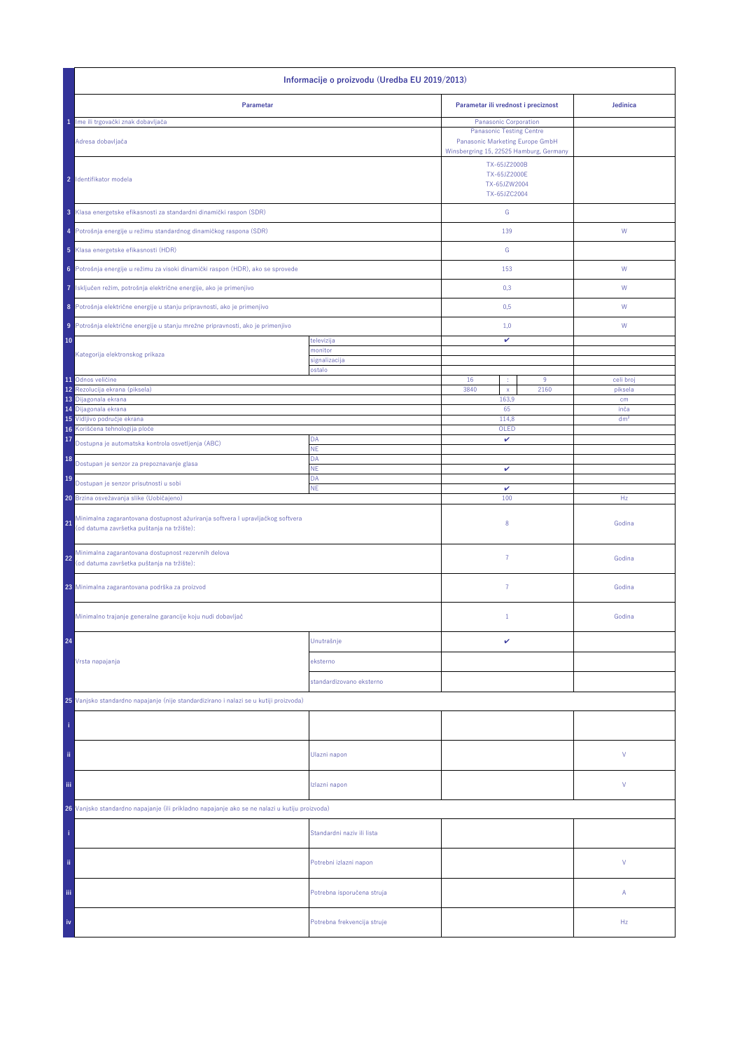| | Informacije o proizvodu (Uredba EU 2019/2013) | | | | | |
|---|---|---|---|---|---|---|
| | **Parametar** | | **Parametar ili vrednost i preciznost** | | | **Jedinica** |
| 1 | Ime ili trgovački znak dobavljača | | Panasonic Corporation | | | |
| | Adresa dobavljača | | Panasonic Testing Centre<br>Panasonic Marketing Europe GmbH<br>Winsbergring 15, 22525 Hamburg, Germany | | | |
| 2 | Identifikator modela | | TX-65JZ2000B<br>TX-65JZ2000E<br>TX-65JZW2004<br>TX-65JZC2004 | | | |
| 3 | Klasa energetske efikasnosti za standardni dinamički raspon (SDR) | | G | | | |
| 4 | Potrošnja energije u režimu standardnog dinamičkog raspona (SDR) | | 139 | | | W |
| 5 | Klasa energetske efikasnosti (HDR) | | G | | | |
| 6 | Potrošnja energije u režimu za visoki dinamički raspon (HDR), ako se sprovede | | 153 | | | W |
| 7 | Isključen režim, potrošnja električne energije, ako je primenjivo | | 0,3 | | | W |
| 8 | Potrošnja električne energije u stanju pripravnosti, ako je primenjivo | | 0,5 | | | W |
| 9 | Potrošnja električne energije u stanju mrežne pripravnosti, ako je primenjivo | | 1,0 | | | W |
| 10 | Kategorija elektronskog prikaza | televizija | ✔ | | | |
| | | monitor | | | | |
| | | signalizacija | | | | |
| | | ostalo | | | | |
| 11 | Odnos veličine | | 16 | : | 9 | celi broj |
| 12 | Rezolucija ekrana (piksela) | | 3840 | x | 2160 | piksela |
| 13 | Dijagonala ekrana | | 163,9 | | | cm |
| 14 | Dijagonala ekrana | | 65 | | | inča |
| 15 | Vidljivo područje ekrana | | 114,8 | | | dm² |
| 16 | Korišćena tehnologija ploče | | OLED | | | |
| 17 | Dostupna je automatska kontrola osvetljenja (ABC) | DA | ✔ | | | |
| | | NE | | | | |
| 18 | Dostupan je senzor za prepoznavanje glasa | DA | | | | |
| | | NE | ✔ | | | |
| 19 | Dostupan je senzor prisutnosti u sobi | DA | | | | |
| | | NE | ✔ | | | |
| 20 | Brzina osvežavanja slike (Uobičajeno) | | 100 | | | Hz |
| 21 | Minimalna zagarantovana dostupnost ažuriranja softvera i upravljačkog softvera (od datuma završetka puštanja na tržište): | | 8 | | | Godina |
| 22 | Minimalna zagarantovana dostupnost rezervnih delova (od datuma završetka puštanja na tržište): | | 7 | | | Godina |
| 23 | Minimalna zagarantovana podrška za proizvod | | 7 | | | Godina |
| | Minimalno trajanje generalne garancije koju nudi dobavljač | | 1 | | | Godina |
| 24 | Vrsta napajanja | Unutrašnje | ✔ | | | |
| | | eksterno | | | | |
| | | standardizovano eksterno | | | | |
| 25 | Vanjsko standardno napajanje (nije standardizirano i nalazi se u kutiji proizvoda) | | | | | |
| i | | | | | | |
| ii | | Ulazni napon | | | | V |
| iii | | Izlazni napon | | | | V |
| 26 | Vanjsko standardno napajanje (ili prikladno napajanje ako se ne nalazi u kutiju proizvoda) | | | | | |
| i | | Standardni naziv ili lista | | | | |
| ii | | Potrebni izlazni napon | | | | V |
| iii | | Potrebna isporučena struja | | | | A |
| iv | | Potrebna frekvencija struje | | | | Hz |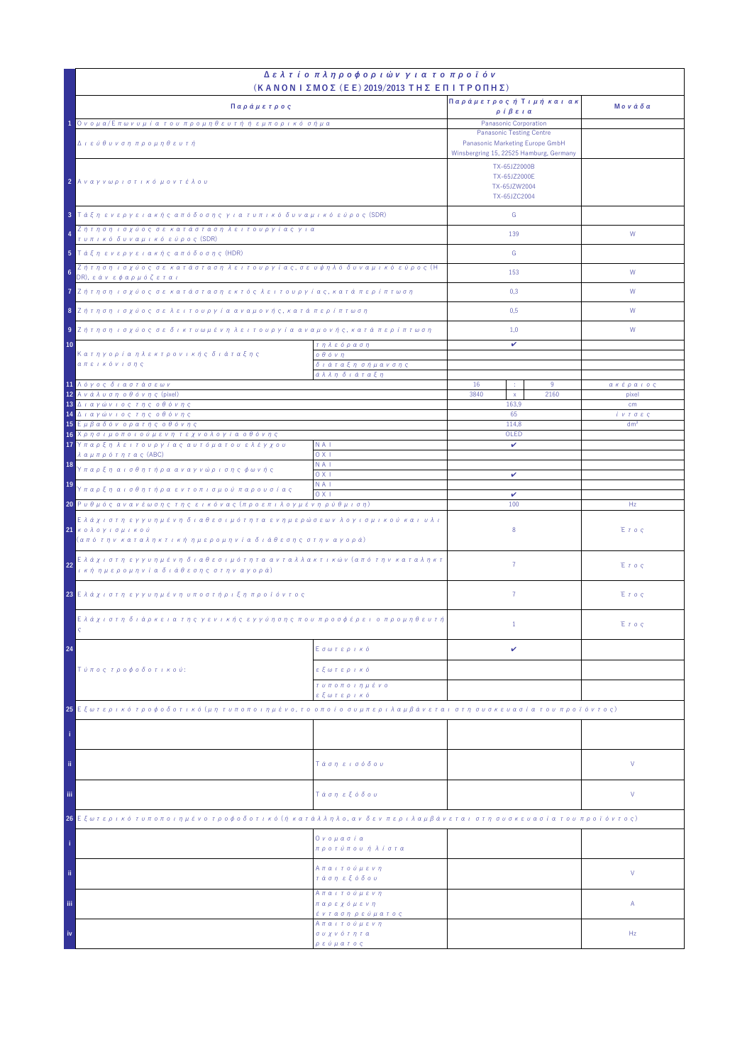# Δελτίο πληροφοριών για το προϊόν
## (ΚΑΝΟΝΙΣΜΟΣ (ΕΕ) 2019/2013 ΤΗΣ ΕΠΙΤΡΟΠΗΣ)

| | Παράμετρος | | Παράμετρος ή Τιμή και ακρίβεια | | | Μονάδα |
|---|---|---|---|---|---|---|
| 1 | Ονομα/Επωνυμία του προμηθευτή ή εμπορικό σήμα | | Panasonic Corporation | | | |
| | Διεύθυνση προμηθευτή | | Panasonic Testing Centre<br>Panasonic Marketing Europe GmbH<br>Winsbergring 15, 22525 Hamburg, Germany | | | |
| 2 | Αναγνωριστικό μοντέλου | | TX-65JZ2000B<br>TX-65JZ2000E<br>TX-65JZW2004<br>TX-65JZC2004 | | | |
| 3 | Τάξη ενεργειακής απόδοσης για τυπικό δυναμικό εύρος (SDR) | | G | | | |
| 4 | Ζήτηση ισχύος σε κατάσταση λειτουργίας για τυπικό δυναμικό εύρος (SDR) | | 139 | | | W |
| 5 | Τάξη ενεργειακής απόδοσης (HDR) | | G | | | |
| 6 | Ζήτηση ισχύος σε κατάσταση λειτουργίας, σε υψηλό δυναμικό εύρος (HDR), εάν εφαρμόζεται | | 153 | | | W |
| 7 | Ζήτηση ισχύος σε κατάσταση εκτός λειτουργίας, κατά περίπτωση | | 0,3 | | | W |
| 8 | Ζήτηση ισχύος σε λειτουργία αναμονής, κατά περίπτωση | | 0,5 | | | W |
| 9 | Ζήτηση ισχύος σε δικτυωμένη λειτουργία αναμονής, κατά περίπτωση | | 1,0 | | | W |
| 10 | Κατηγορία ηλεκτρονικής διάταξης απεικόνισης | τηλεόραση | ✔ | | | |
| | | οθόνη | | | | |
| | | διάταξη σήμανσης | | | | |
| | | άλλη διάταξη | | | | |
| 11 | Λόγος διαστάσεων | | 16 | : | 9 | ακέραιος |
| 12 | Ανάλυση οθόνης (pixel) | | 3840 | x | 2160 | pixel |
| 13 | Διαγώνιος της οθόνης | | 163,9 | | | cm |
| 14 | Διαγώνιος της οθόνης | | 65 | | | ίντσες |
| 15 | Εμβαδόν ορατής οθόνης | | 114,8 | | | dm² |
| 16 | Χρησιμοποιούμενη τεχνολογία οθόνης | | OLED | | | |
| 17 | Υπαρξη λειτουργίας αυτόματου ελέγχου λαμπρότητας (ABC) | ΝΑΙ | ✔ | | | |
| | | ΟΧΙ | | | | |
| 18 | Υπαρξη αισθητήρα αναγνώρισης φωνής | ΝΑΙ | | | | |
| | | ΟΧΙ | ✔ | | | |
| 19 | Υπαρξη αισθητήρα εντοπισμού παρουσίας | ΝΑΙ | | | | |
| | | ΟΧΙ | ✔ | | | |
| 20 | Ρυθμός ανανέωσης της εικόνας (προεπιλογμένη ρύθμιση) | | 100 | | | Hz |
| 21 | Ελάχιστη εγγυημένη διαθεσιμότητα ενημερώσεων λογισμικού και υλικολογισμικού (από την καταληκτική ημερομηνία διάθεσης στην αγορά) | | 8 | | | Έτος |
| 22 | Ελάχιστη εγγυημένη διαθεσιμότητα ανταλλακτικών (από την καταληκτική ημερομηνία διάθεσης στην αγορά) | | 7 | | | Έτος |
| 23 | Ελάχιστη εγγυημένη υποστήριξη προϊόντος | | 7 | | | Έτος |
| | Ελάχιστη διάρκεια της γενικής εγγύησης που προσφέρει ο προμηθευτής | | 1 | | | Έτος |
| 24 | Τύπος τροφοδοτικού: | Εσωτερικό | ✔ | | | |
| | | εξωτερικό | | | | |
| | | τυποποιημένο εξωτερικό | | | | |
| 25 | Εξωτερικό τροφοδοτικό (μη τυποποιημένο, το οποίο συμπεριλαμβάνεται στη συσκευασία του προϊόντος) | | | | | |
| i | | | | | | |
| ii | | Τάση εισόδου | | | | V |
| iii | | Τάση εξόδου | | | | V |
| 26 | Εξωτερικό τυποποιημένο τροφοδοτικό (ή κατάλληλο, αν δεν περιλαμβάνεται στη συσκευασία του προϊόντος) | | | | | |
| i | | Ονομασία προτύπου ή λίστα | | | | |
| ii | | Απαιτούμενη τάση εξόδου | | | | V |
| iii | | Απαιτούμενη παρεχόμενη ένταση ρεύματος | | | | A |
| iv | | Απαιτούμενη συχνότητα ρεύματος | | | | Hz |